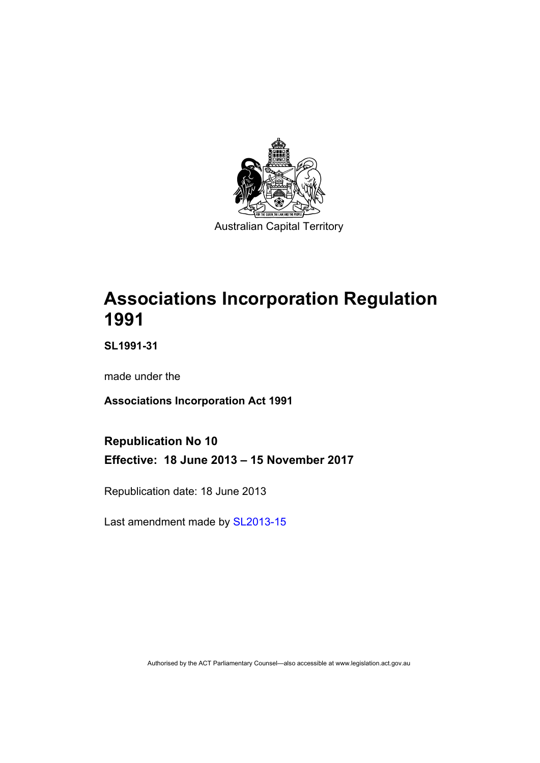Australian Capital Territory

# Associations Incorporation Regulation 1991

**SL1991-31**

made under the

**Associations Incorporation Act 1991**

## Republication No 10

**Effective: 18 June 2013 – 15 November 2017**

Republication date: 18 June 2013

Last amendment made by SL2013-15

Authorised by the ACT Parliamentary Counsel—also accessible at www.legislation.act.gov.au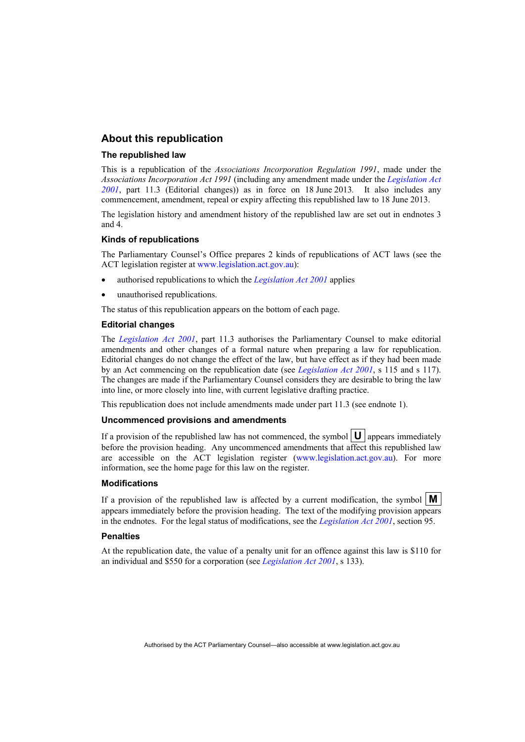## About this republication

### The republished law

This is a republication of the *Associations Incorporation Regulation 1991*, made under the *Associations Incorporation Act 1991* (including any amendment made under the *Legislation Act 2001*, part 11.3 (Editorial changes)) as in force on 18 June 2013*.* It also includes any commencement, amendment, repeal or expiry affecting this republished law to 18 June 2013.

The legislation history and amendment history of the republished law are set out in endnotes 3 and 4.

### Kinds of republications

The Parliamentary Counsel's Office prepares 2 kinds of republications of ACT laws (see the ACT legislation register at www.legislation.act.gov.au):

- authorised republications to which the *Legislation Act 2001* applies
- unauthorised republications.

The status of this republication appears on the bottom of each page.

### Editorial changes

The *Legislation Act 2001*, part 11.3 authorises the Parliamentary Counsel to make editorial amendments and other changes of a formal nature when preparing a law for republication. Editorial changes do not change the effect of the law, but have effect as if they had been made by an Act commencing on the republication date (see *Legislation Act 2001*, s 115 and s 117). The changes are made if the Parliamentary Counsel considers they are desirable to bring the law into line, or more closely into line, with current legislative drafting practice.

This republication does not include amendments made under part 11.3 (see endnote 1).

### Uncommenced provisions and amendments

If a provision of the republished law has not commenced, the symbol **U** appears immediately before the provision heading. Any uncommenced amendments that affect this republished law are accessible on the ACT legislation register (www.legislation.act.gov.au). For more information, see the home page for this law on the register.

### Modifications

If a provision of the republished law is affected by a current modification, the symbol **M** appears immediately before the provision heading. The text of the modifying provision appears in the endnotes. For the legal status of modifications, see the *Legislation Act 2001*, section 95.

### Penalties

At the republication date, the value of a penalty unit for an offence against this law is $110 for an individual and $550 for a corporation (see *Legislation Act 2001*, s 133).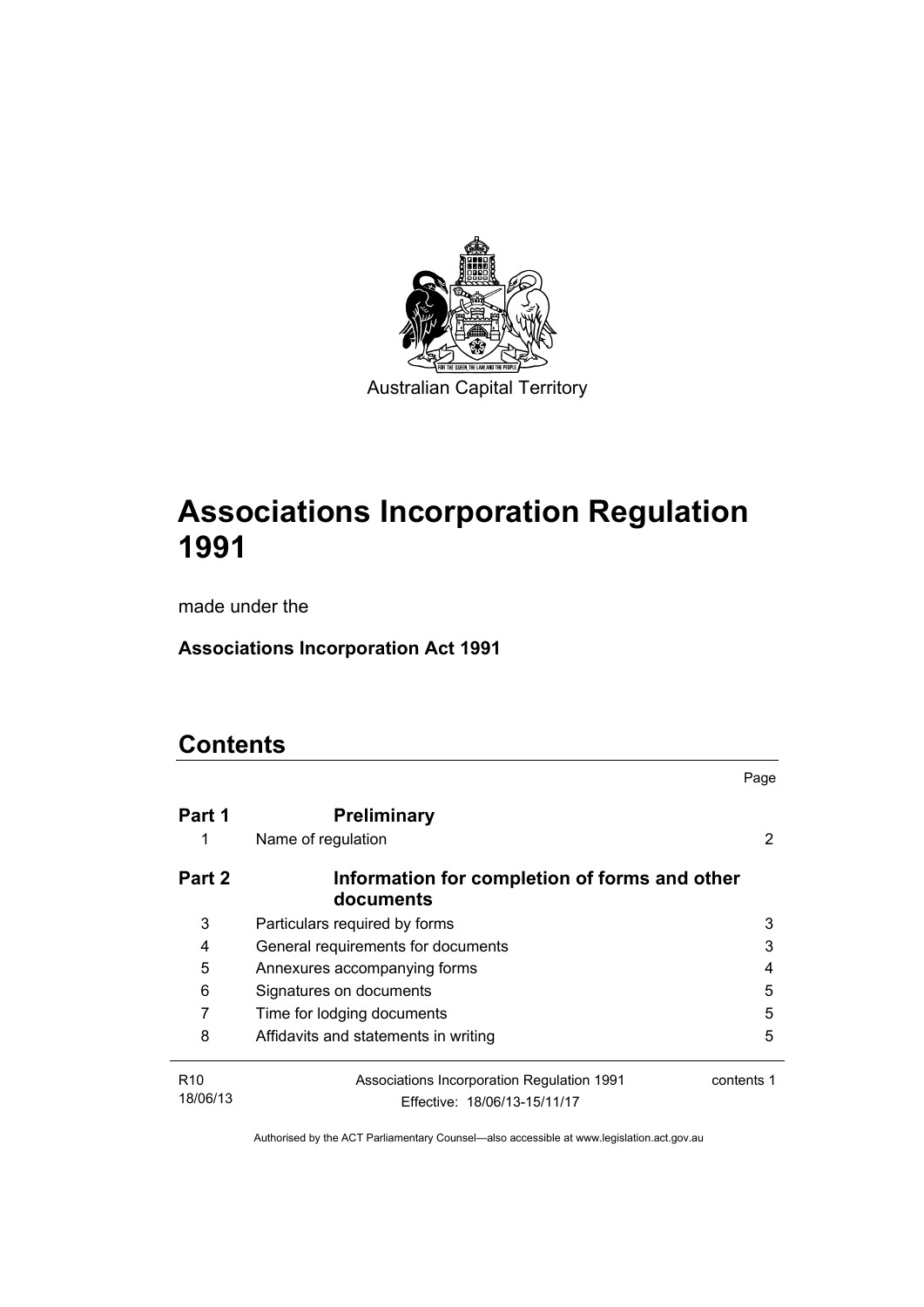Australian Capital Territory

# Associations Incorporation Regulation 1991

made under the

**Associations Incorporation Act 1991**

## Contents

| | | Page |
|---|---|---|
| **Part 1** | **Preliminary** | |
| 1 | Name of regulation | 2 |
| **Part 2** | **Information for completion of forms and other documents** | |
| 3 | Particulars required by forms | 3 |
| 4 | General requirements for documents | 3 |
| 5 | Annexures accompanying forms | 4 |
| 6 | Signatures on documents | 5 |
| 7 | Time for lodging documents | 5 |
| 8 | Affidavits and statements in writing | 5 |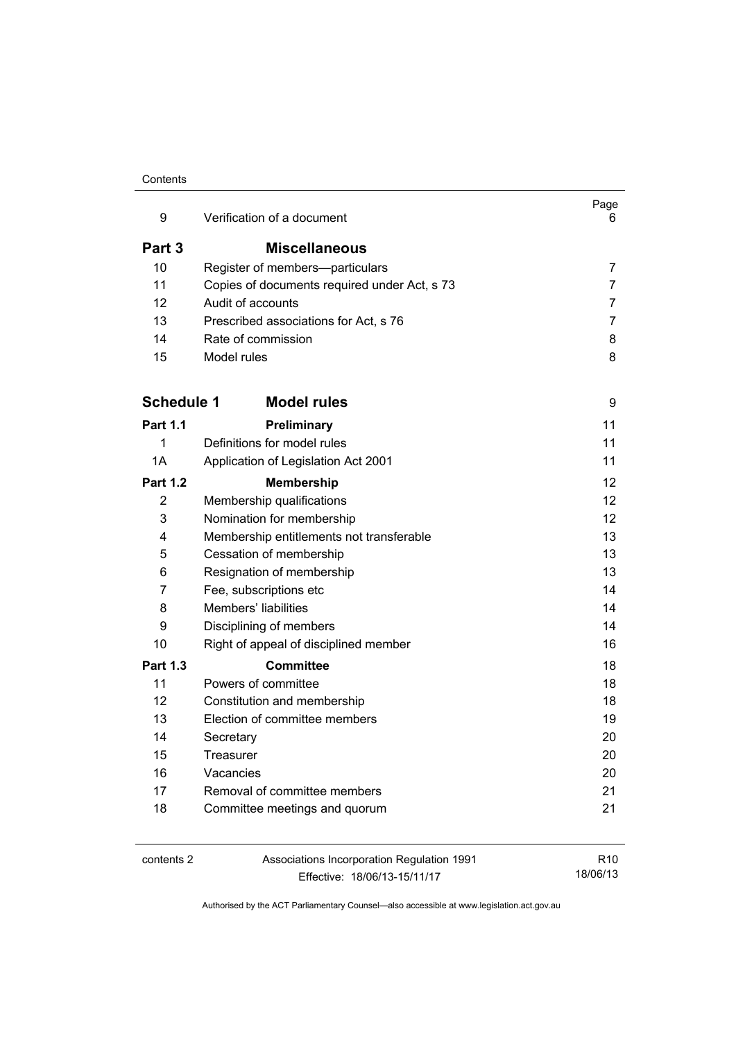| | | Page |
|---|---|---|
| 9 | Verification of a document | 6 |
| **Part 3** | **Miscellaneous** | |
| 10 | Register of members—particulars | 7 |
| 11 | Copies of documents required under Act, s 73 | 7 |
| 12 | Audit of accounts | 7 |
| 13 | Prescribed associations for Act, s 76 | 7 |
| 14 | Rate of commission | 8 |
| 15 | Model rules | 8 |
| **Schedule 1** | **Model rules** | 9 |
| **Part 1.1** | **Preliminary** | 11 |
| 1 | Definitions for model rules | 11 |
| 1A | Application of Legislation Act 2001 | 11 |
| **Part 1.2** | **Membership** | 12 |
| 2 | Membership qualifications | 12 |
| 3 | Nomination for membership | 12 |
| 4 | Membership entitlements not transferable | 13 |
| 5 | Cessation of membership | 13 |
| 6 | Resignation of membership | 13 |
| 7 | Fee, subscriptions etc | 14 |
| 8 | Members' liabilities | 14 |
| 9 | Disciplining of members | 14 |
| 10 | Right of appeal of disciplined member | 16 |
| **Part 1.3** | **Committee** | 18 |
| 11 | Powers of committee | 18 |
| 12 | Constitution and membership | 18 |
| 13 | Election of committee members | 19 |
| 14 | Secretary | 20 |
| 15 | Treasurer | 20 |
| 16 | Vacancies | 20 |
| 17 | Removal of committee members | 21 |
| 18 | Committee meetings and quorum | 21 |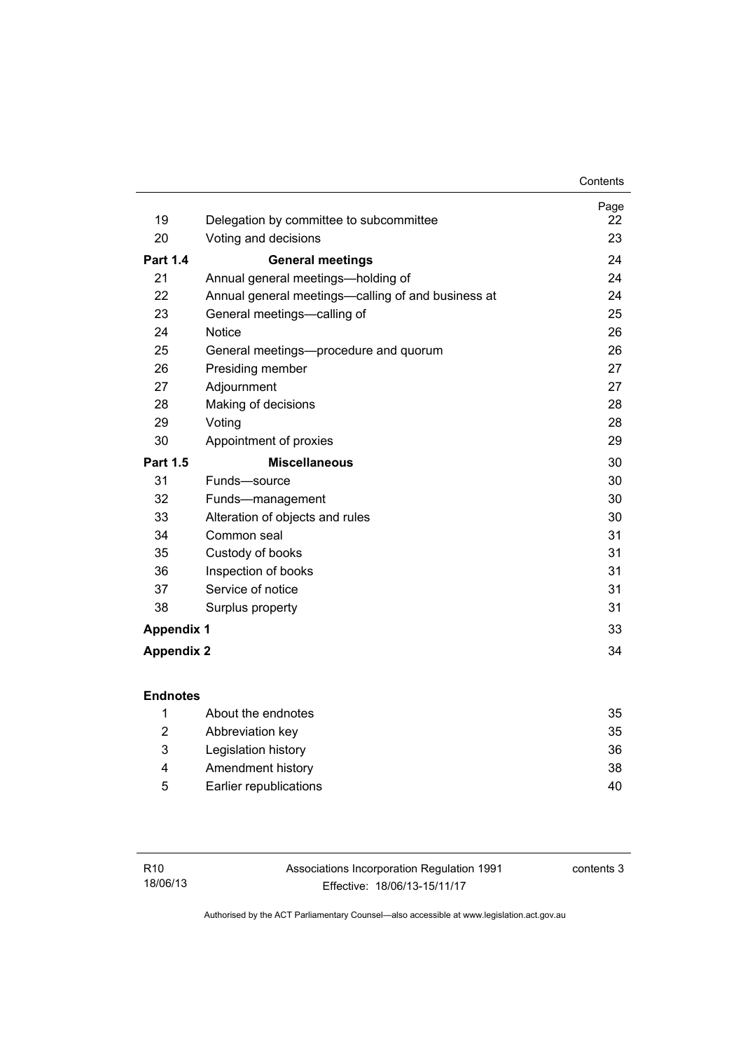| | | Page |
|---|---|---|
| 19 | Delegation by committee to subcommittee | 22 |
| 20 | Voting and decisions | 23 |
| **Part 1.4** | **General meetings** | 24 |
| 21 | Annual general meetings—holding of | 24 |
| 22 | Annual general meetings—calling of and business at | 24 |
| 23 | General meetings—calling of | 25 |
| 24 | Notice | 26 |
| 25 | General meetings—procedure and quorum | 26 |
| 26 | Presiding member | 27 |
| 27 | Adjournment | 27 |
| 28 | Making of decisions | 28 |
| 29 | Voting | 28 |
| 30 | Appointment of proxies | 29 |
| **Part 1.5** | **Miscellaneous** | 30 |
| 31 | Funds—source | 30 |
| 32 | Funds—management | 30 |
| 33 | Alteration of objects and rules | 30 |
| 34 | Common seal | 31 |
| 35 | Custody of books | 31 |
| 36 | Inspection of books | 31 |
| 37 | Service of notice | 31 |
| 38 | Surplus property | 31 |
| **Appendix 1** | | 33 |
| **Appendix 2** | | 34 |

**Endnotes**

| | | |
|---|---|---|
| 1 | About the endnotes | 35 |
| 2 | Abbreviation key | 35 |
| 3 | Legislation history | 36 |
| 4 | Amendment history | 38 |
| 5 | Earlier republications | 40 |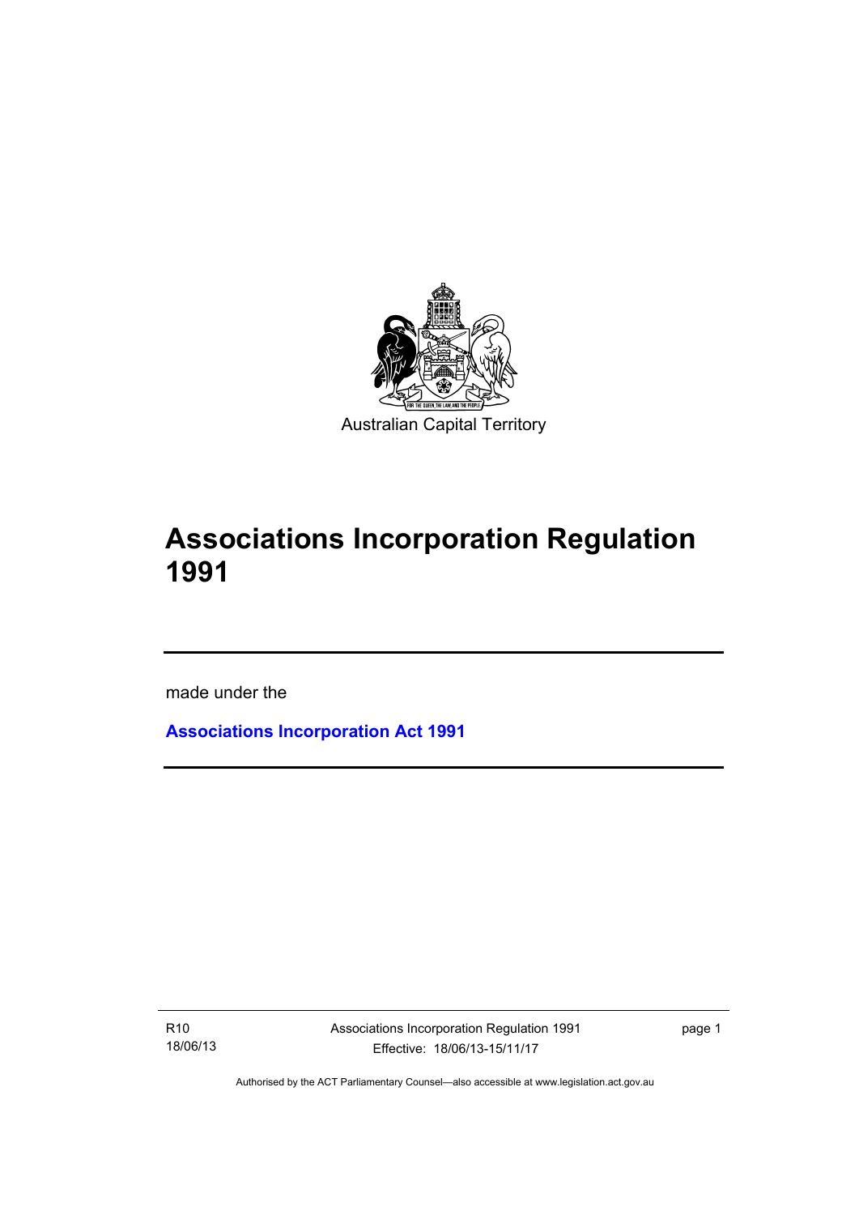Australian Capital Territory

# Associations Incorporation Regulation 1991

made under the

**Associations Incorporation Act 1991**

Authorised by the ACT Parliamentary Counsel—also accessible at www.legislation.act.gov.au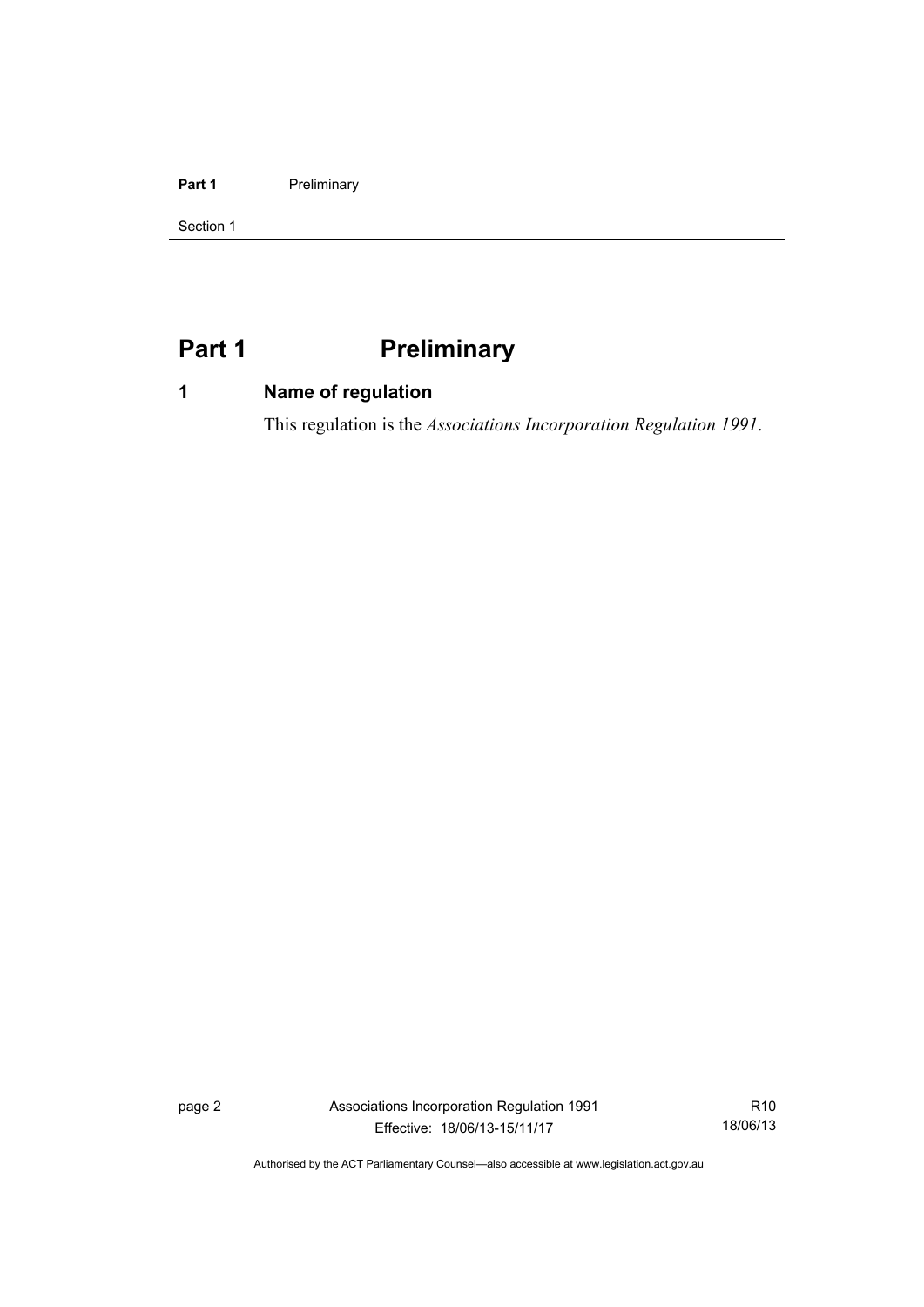# Part 1 Preliminary

## 1 Name of regulation

This regulation is the *Associations Incorporation Regulation 1991*.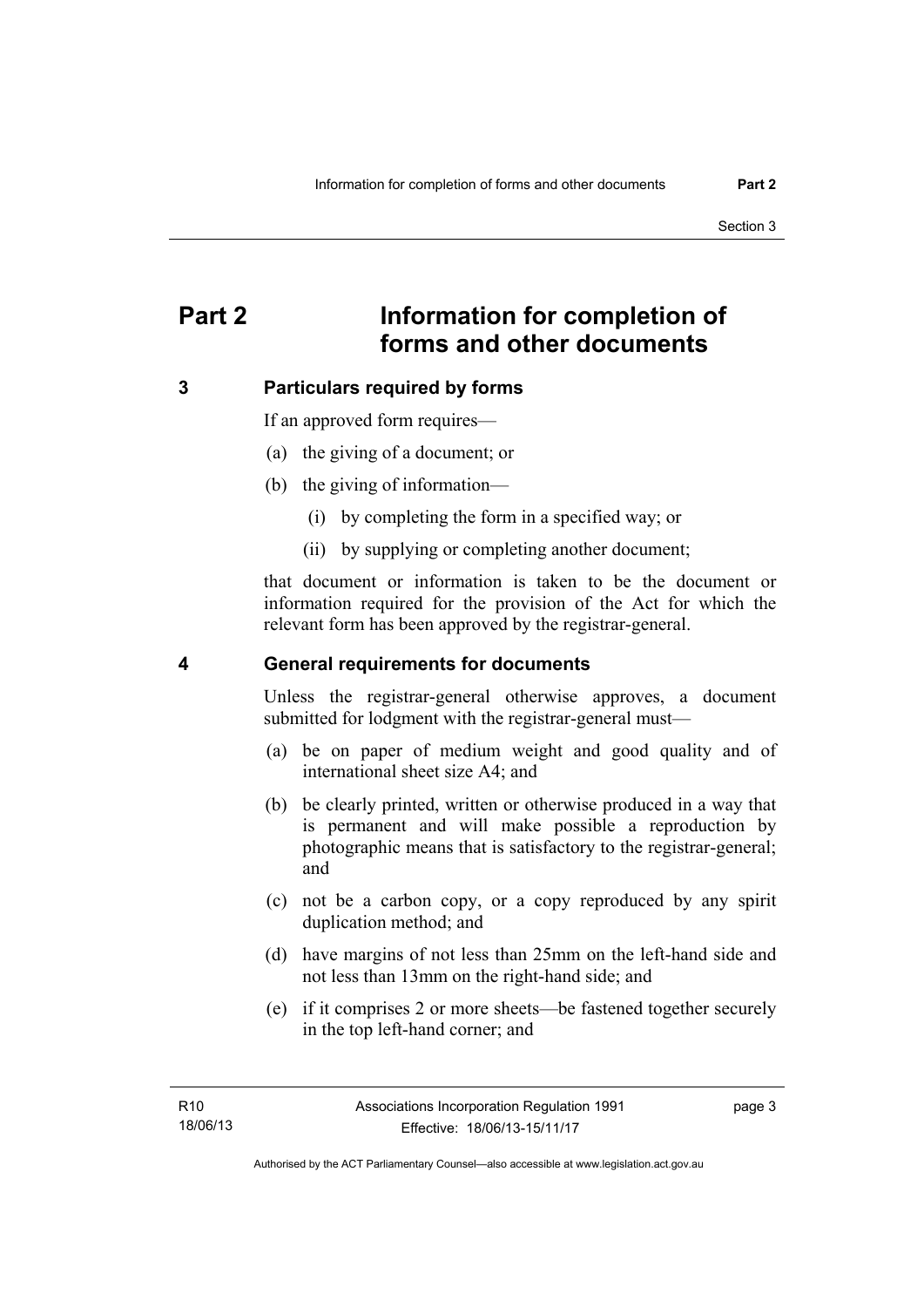# Part 2 Information for completion of forms and other documents

## 3 Particulars required by forms

If an approved form requires—

(a) the giving of a document; or

(b) the giving of information—

  (i) by completing the form in a specified way; or

  (ii) by supplying or completing another document;

that document or information is taken to be the document or information required for the provision of the Act for which the relevant form has been approved by the registrar-general.

## 4 General requirements for documents

Unless the registrar-general otherwise approves, a document submitted for lodgment with the registrar-general must—

(a) be on paper of medium weight and good quality and of international sheet size A4; and

(b) be clearly printed, written or otherwise produced in a way that is permanent and will make possible a reproduction by photographic means that is satisfactory to the registrar-general; and

(c) not be a carbon copy, or a copy reproduced by any spirit duplication method; and

(d) have margins of not less than 25mm on the left-hand side and not less than 13mm on the right-hand side; and

(e) if it comprises 2 or more sheets—be fastened together securely in the top left-hand corner; and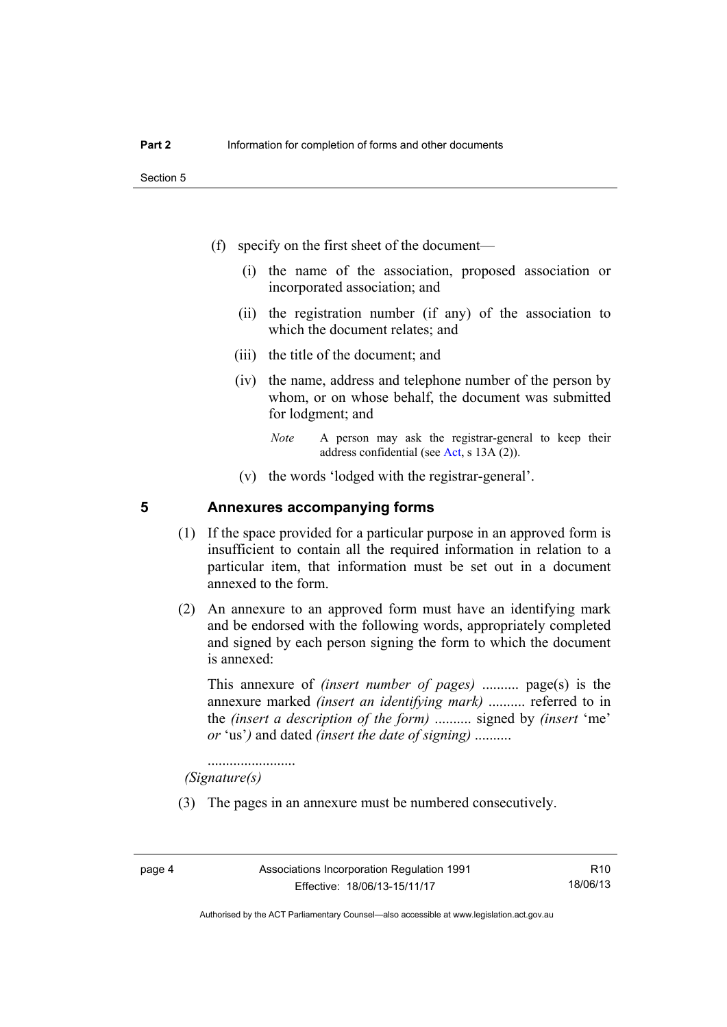(f) specify on the first sheet of the document—

(i) the name of the association, proposed association or incorporated association; and

(ii) the registration number (if any) of the association to which the document relates; and

(iii) the title of the document; and

(iv) the name, address and telephone number of the person by whom, or on whose behalf, the document was submitted for lodgment; and

*Note* A person may ask the registrar-general to keep their address confidential (see Act, s 13A (2)).

(v) the words 'lodged with the registrar-general'.

## 5 Annexures accompanying forms

(1) If the space provided for a particular purpose in an approved form is insufficient to contain all the required information in relation to a particular item, that information must be set out in a document annexed to the form.

(2) An annexure to an approved form must have an identifying mark and be endorsed with the following words, appropriately completed and signed by each person signing the form to which the document is annexed:

This annexure of *(insert number of pages)* .......... page(s) is the annexure marked *(insert an identifying mark)* .......... referred to in the *(insert a description of the form)* .......... signed by *(insert* 'me' *or* 'us'*)* and dated *(insert the date of signing)* ..........

........................

*(Signature(s)*

(3) The pages in an annexure must be numbered consecutively.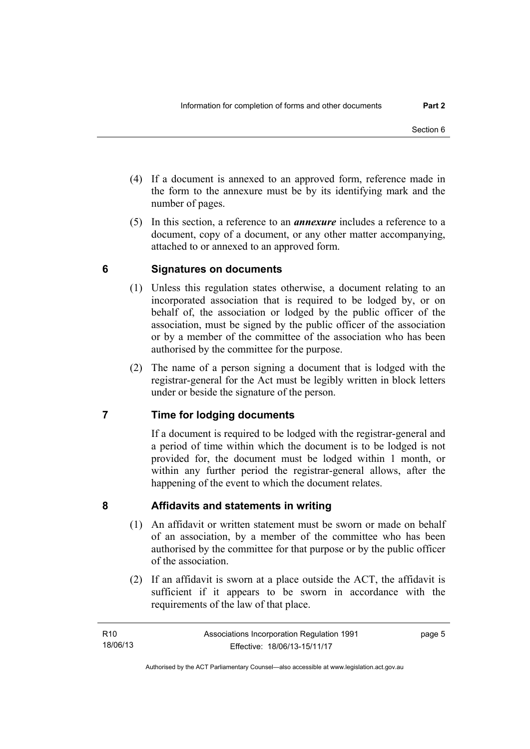(4) If a document is annexed to an approved form, reference made in the form to the annexure must be by its identifying mark and the number of pages.

(5) In this section, a reference to an ***annexure*** includes a reference to a document, copy of a document, or any other matter accompanying, attached to or annexed to an approved form.

## 6 Signatures on documents

(1) Unless this regulation states otherwise, a document relating to an incorporated association that is required to be lodged by, or on behalf of, the association or lodged by the public officer of the association, must be signed by the public officer of the association or by a member of the committee of the association who has been authorised by the committee for the purpose.

(2) The name of a person signing a document that is lodged with the registrar-general for the Act must be legibly written in block letters under or beside the signature of the person.

## 7 Time for lodging documents

If a document is required to be lodged with the registrar-general and a period of time within which the document is to be lodged is not provided for, the document must be lodged within 1 month, or within any further period the registrar-general allows, after the happening of the event to which the document relates.

## 8 Affidavits and statements in writing

(1) An affidavit or written statement must be sworn or made on behalf of an association, by a member of the committee who has been authorised by the committee for that purpose or by the public officer of the association.

(2) If an affidavit is sworn at a place outside the ACT, the affidavit is sufficient if it appears to be sworn in accordance with the requirements of the law of that place.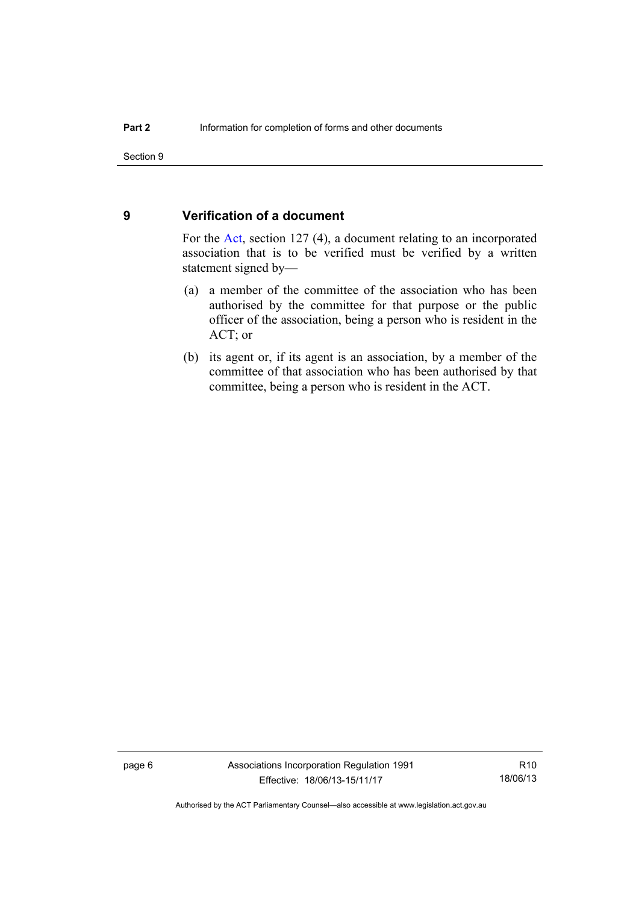## 9 Verification of a document

For the Act, section 127 (4), a document relating to an incorporated association that is to be verified must be verified by a written statement signed by—

(a) a member of the committee of the association who has been authorised by the committee for that purpose or the public officer of the association, being a person who is resident in the ACT; or

(b) its agent or, if its agent is an association, by a member of the committee of that association who has been authorised by that committee, being a person who is resident in the ACT.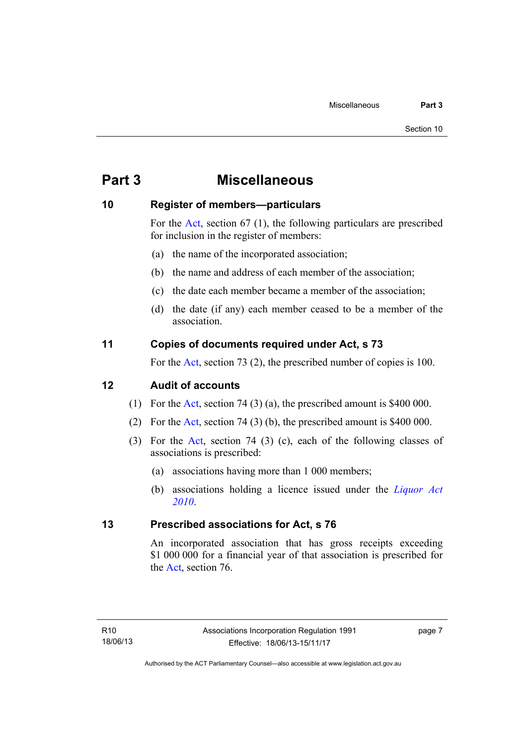# Part 3 Miscellaneous

## 10 Register of members—particulars

For the Act, section 67 (1), the following particulars are prescribed for inclusion in the register of members:

(a) the name of the incorporated association;

(b) the name and address of each member of the association;

(c) the date each member became a member of the association;

(d) the date (if any) each member ceased to be a member of the association.

## 11 Copies of documents required under Act, s 73

For the Act, section 73 (2), the prescribed number of copies is 100.

## 12 Audit of accounts

(1) For the Act, section 74 (3) (a), the prescribed amount is $400 000.

(2) For the Act, section 74 (3) (b), the prescribed amount is $400 000.

(3) For the Act, section 74 (3) (c), each of the following classes of associations is prescribed:

(a) associations having more than 1 000 members;

(b) associations holding a licence issued under the *Liquor Act 2010*.

## 13 Prescribed associations for Act, s 76

An incorporated association that has gross receipts exceeding $1 000 000 for a financial year of that association is prescribed for the Act, section 76.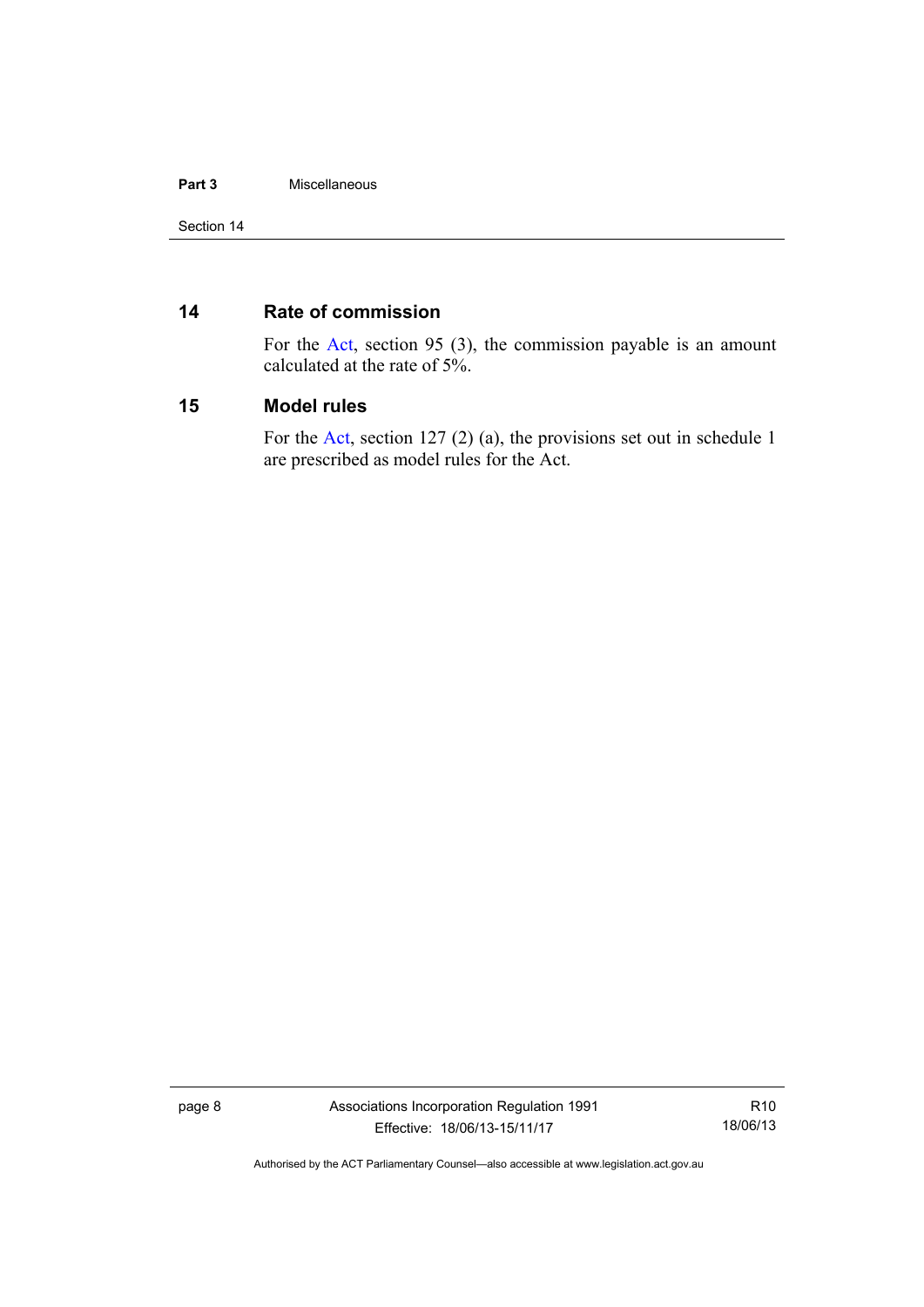## 14 Rate of commission

For the Act, section 95 (3), the commission payable is an amount calculated at the rate of 5%.

## 15 Model rules

For the Act, section 127 (2) (a), the provisions set out in schedule 1 are prescribed as model rules for the Act.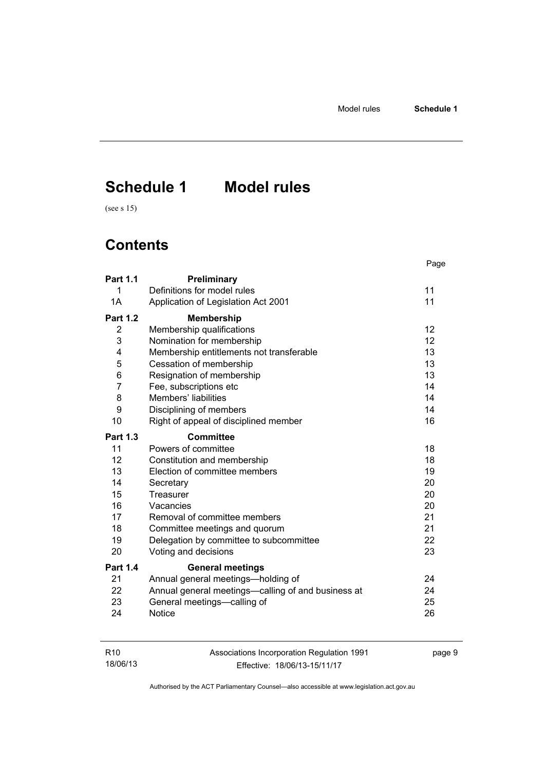# Schedule 1 Model rules

(see s 15)

## Contents

| | | Page |
|---|---|---|
| **Part 1.1** | **Preliminary** | |
| 1 | Definitions for model rules | 11 |
| 1A | Application of Legislation Act 2001 | 11 |
| **Part 1.2** | **Membership** | |
| 2 | Membership qualifications | 12 |
| 3 | Nomination for membership | 12 |
| 4 | Membership entitlements not transferable | 13 |
| 5 | Cessation of membership | 13 |
| 6 | Resignation of membership | 13 |
| 7 | Fee, subscriptions etc | 14 |
| 8 | Members' liabilities | 14 |
| 9 | Disciplining of members | 14 |
| 10 | Right of appeal of disciplined member | 16 |
| **Part 1.3** | **Committee** | |
| 11 | Powers of committee | 18 |
| 12 | Constitution and membership | 18 |
| 13 | Election of committee members | 19 |
| 14 | Secretary | 20 |
| 15 | Treasurer | 20 |
| 16 | Vacancies | 20 |
| 17 | Removal of committee members | 21 |
| 18 | Committee meetings and quorum | 21 |
| 19 | Delegation by committee to subcommittee | 22 |
| 20 | Voting and decisions | 23 |
| **Part 1.4** | **General meetings** | |
| 21 | Annual general meetings—holding of | 24 |
| 22 | Annual general meetings—calling of and business at | 24 |
| 23 | General meetings—calling of | 25 |
| 24 | Notice | 26 |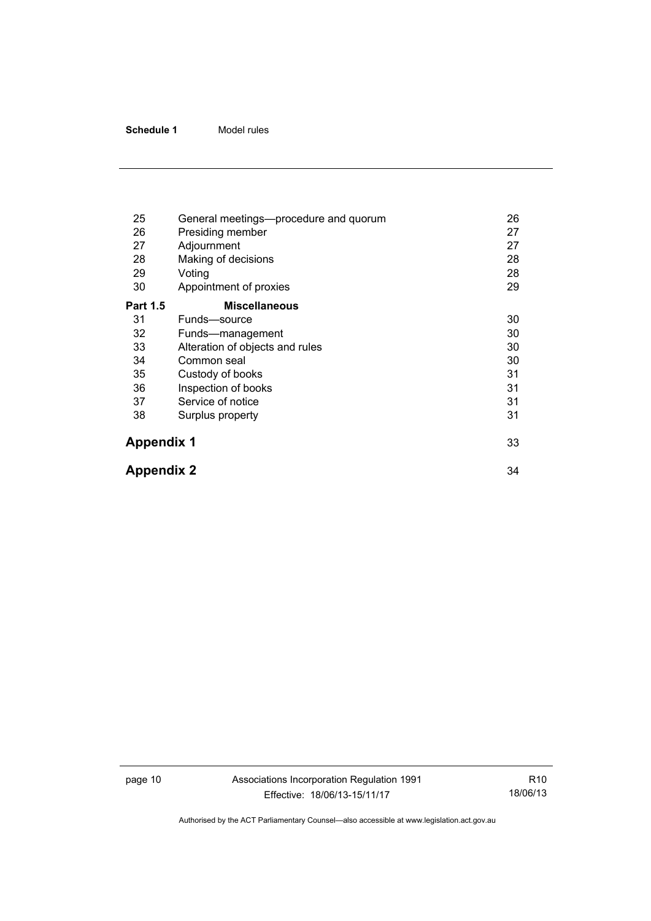| | | |
|---|---|---|
| 25 | General meetings—procedure and quorum | 26 |
| 26 | Presiding member | 27 |
| 27 | Adjournment | 27 |
| 28 | Making of decisions | 28 |
| 29 | Voting | 28 |
| 30 | Appointment of proxies | 29 |
| **Part 1.5** | **Miscellaneous** | |
| 31 | Funds—source | 30 |
| 32 | Funds—management | 30 |
| 33 | Alteration of objects and rules | 30 |
| 34 | Common seal | 30 |
| 35 | Custody of books | 31 |
| 36 | Inspection of books | 31 |
| 37 | Service of notice | 31 |
| 38 | Surplus property | 31 |

**Appendix 1** 33

**Appendix 2** 34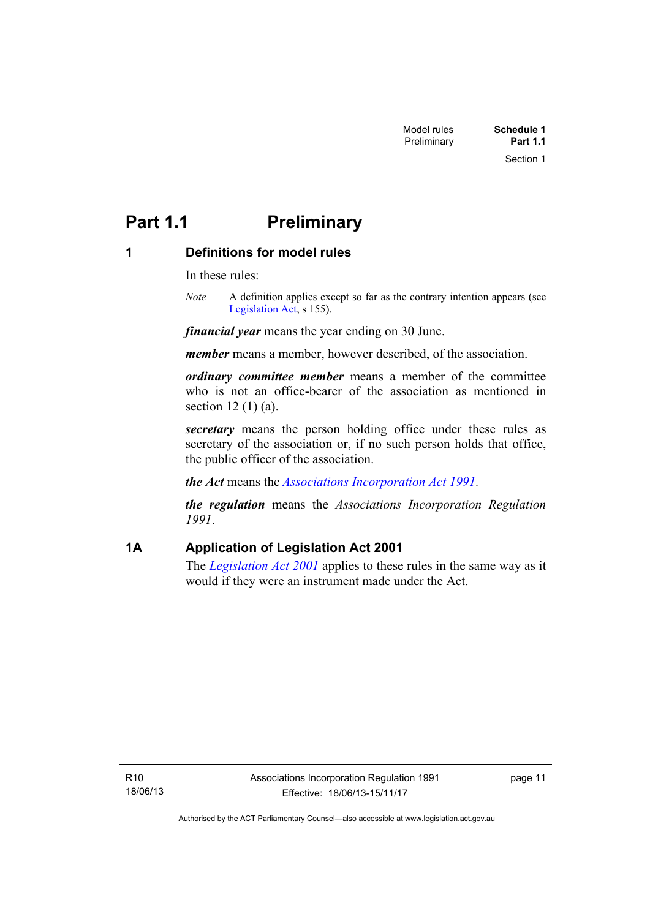# Part 1.1 Preliminary

## 1 Definitions for model rules

In these rules:

*Note* A definition applies except so far as the contrary intention appears (see Legislation Act, s 155).

***financial year*** means the year ending on 30 June.

***member*** means a member, however described, of the association.

***ordinary committee member*** means a member of the committee who is not an office-bearer of the association as mentioned in section 12 (1) (a).

***secretary*** means the person holding office under these rules as secretary of the association or, if no such person holds that office, the public officer of the association.

***the Act*** means the *Associations Incorporation Act 1991*.

***the regulation*** means the *Associations Incorporation Regulation 1991*.

## 1A Application of Legislation Act 2001

The *Legislation Act 2001* applies to these rules in the same way as it would if they were an instrument made under the Act.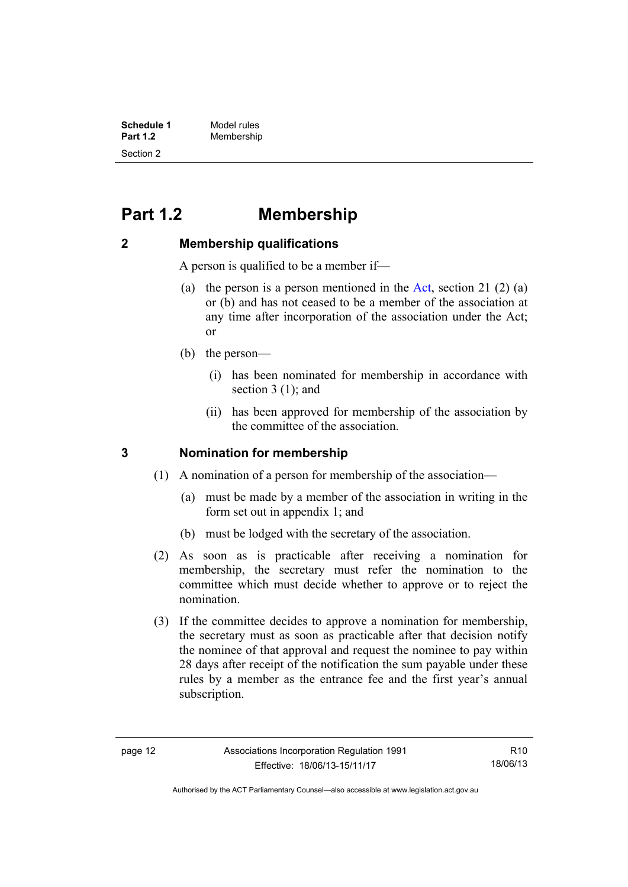# Part 1.2 Membership

## 2 Membership qualifications

A person is qualified to be a member if—

(a) the person is a person mentioned in the Act, section 21 (2) (a) or (b) and has not ceased to be a member of the association at any time after incorporation of the association under the Act; or

(b) the person—

(i) has been nominated for membership in accordance with section 3 (1); and

(ii) has been approved for membership of the association by the committee of the association.

## 3 Nomination for membership

(1) A nomination of a person for membership of the association—

(a) must be made by a member of the association in writing in the form set out in appendix 1; and

(b) must be lodged with the secretary of the association.

(2) As soon as is practicable after receiving a nomination for membership, the secretary must refer the nomination to the committee which must decide whether to approve or to reject the nomination.

(3) If the committee decides to approve a nomination for membership, the secretary must as soon as practicable after that decision notify the nominee of that approval and request the nominee to pay within 28 days after receipt of the notification the sum payable under these rules by a member as the entrance fee and the first year's annual subscription.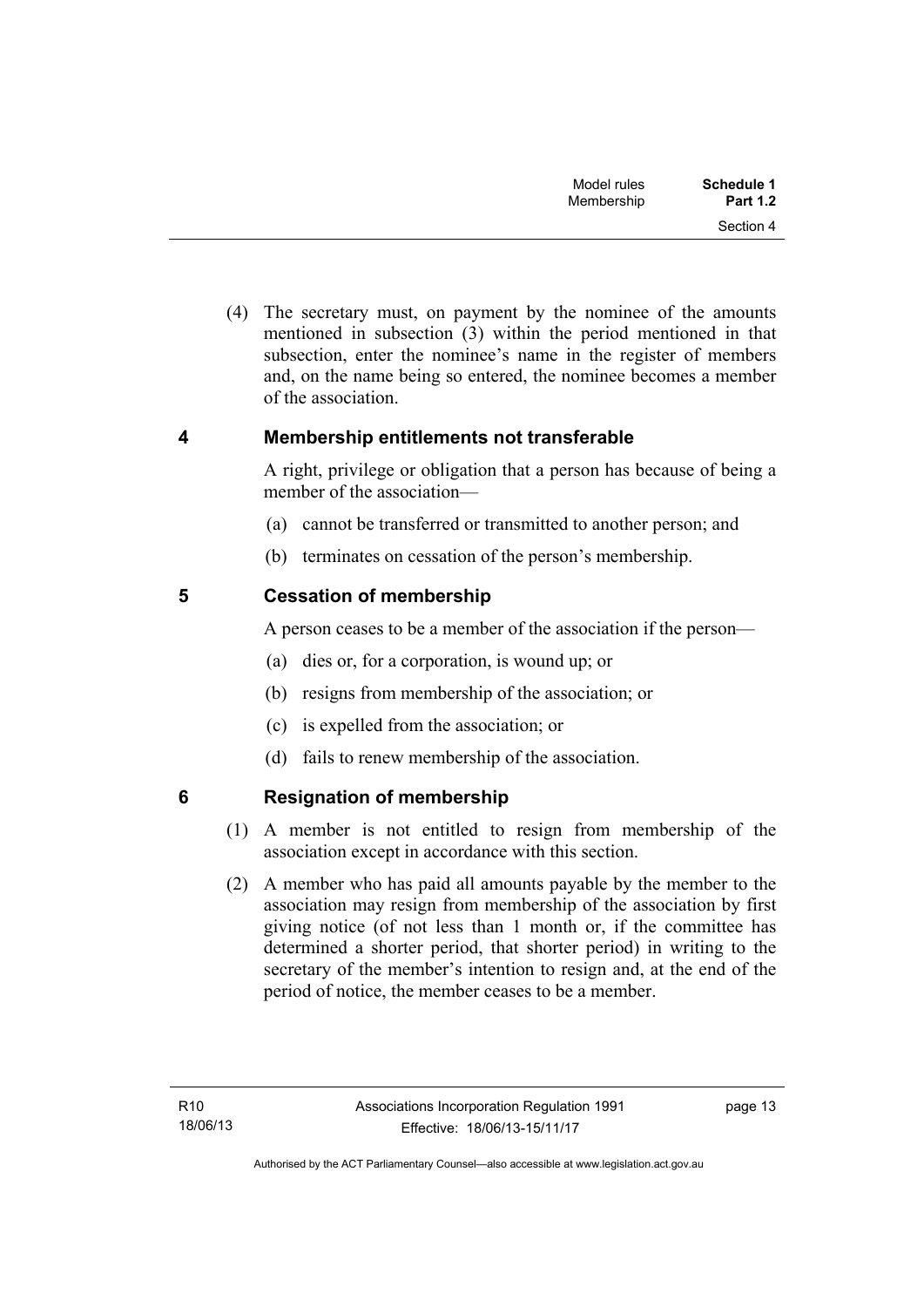(4) The secretary must, on payment by the nominee of the amounts mentioned in subsection (3) within the period mentioned in that subsection, enter the nominee's name in the register of members and, on the name being so entered, the nominee becomes a member of the association.

## 4 Membership entitlements not transferable

A right, privilege or obligation that a person has because of being a member of the association—

(a) cannot be transferred or transmitted to another person; and

(b) terminates on cessation of the person's membership.

## 5 Cessation of membership

A person ceases to be a member of the association if the person—

(a) dies or, for a corporation, is wound up; or

(b) resigns from membership of the association; or

(c) is expelled from the association; or

(d) fails to renew membership of the association.

## 6 Resignation of membership

(1) A member is not entitled to resign from membership of the association except in accordance with this section.

(2) A member who has paid all amounts payable by the member to the association may resign from membership of the association by first giving notice (of not less than 1 month or, if the committee has determined a shorter period, that shorter period) in writing to the secretary of the member's intention to resign and, at the end of the period of notice, the member ceases to be a member.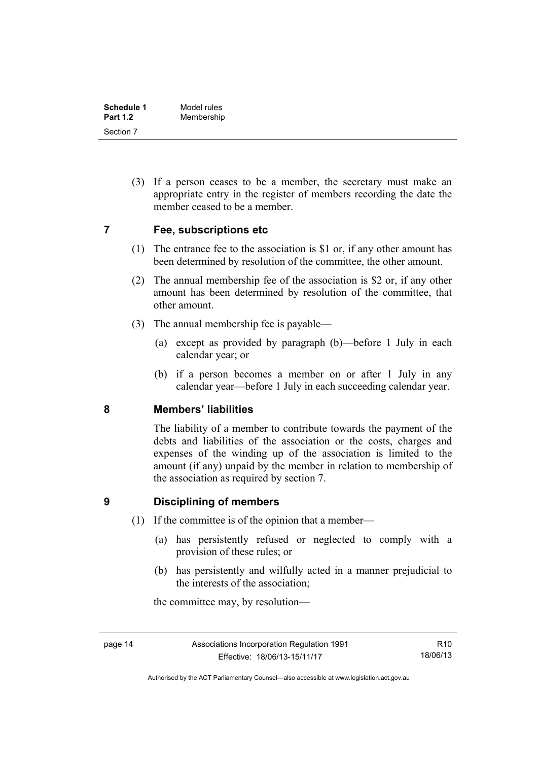(3) If a person ceases to be a member, the secretary must make an appropriate entry in the register of members recording the date the member ceased to be a member.

## 7 Fee, subscriptions etc

(1) The entrance fee to the association is $1 or, if any other amount has been determined by resolution of the committee, the other amount.

(2) The annual membership fee of the association is $2 or, if any other amount has been determined by resolution of the committee, that other amount.

(3) The annual membership fee is payable—

(a) except as provided by paragraph (b)—before 1 July in each calendar year; or

(b) if a person becomes a member on or after 1 July in any calendar year—before 1 July in each succeeding calendar year.

## 8 Members' liabilities

The liability of a member to contribute towards the payment of the debts and liabilities of the association or the costs, charges and expenses of the winding up of the association is limited to the amount (if any) unpaid by the member in relation to membership of the association as required by section 7.

## 9 Disciplining of members

(1) If the committee is of the opinion that a member—

(a) has persistently refused or neglected to comply with a provision of these rules; or

(b) has persistently and wilfully acted in a manner prejudicial to the interests of the association;

the committee may, by resolution—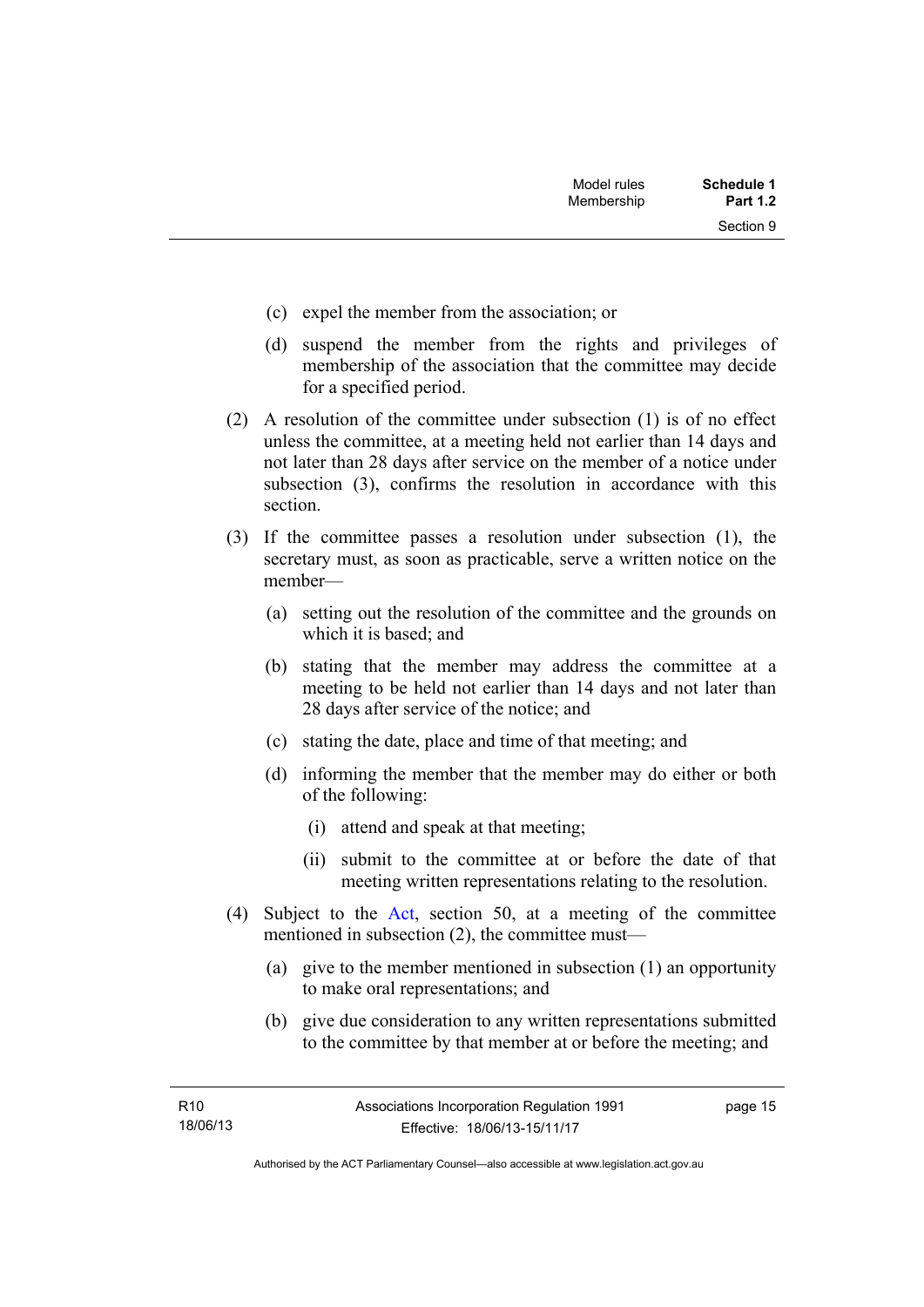(c) expel the member from the association; or

(d) suspend the member from the rights and privileges of membership of the association that the committee may decide for a specified period.

(2) A resolution of the committee under subsection (1) is of no effect unless the committee, at a meeting held not earlier than 14 days and not later than 28 days after service on the member of a notice under subsection (3), confirms the resolution in accordance with this section.

(3) If the committee passes a resolution under subsection (1), the secretary must, as soon as practicable, serve a written notice on the member—

(a) setting out the resolution of the committee and the grounds on which it is based; and

(b) stating that the member may address the committee at a meeting to be held not earlier than 14 days and not later than 28 days after service of the notice; and

(c) stating the date, place and time of that meeting; and

(d) informing the member that the member may do either or both of the following:

(i) attend and speak at that meeting;

(ii) submit to the committee at or before the date of that meeting written representations relating to the resolution.

(4) Subject to the Act, section 50, at a meeting of the committee mentioned in subsection (2), the committee must—

(a) give to the member mentioned in subsection (1) an opportunity to make oral representations; and

(b) give due consideration to any written representations submitted to the committee by that member at or before the meeting; and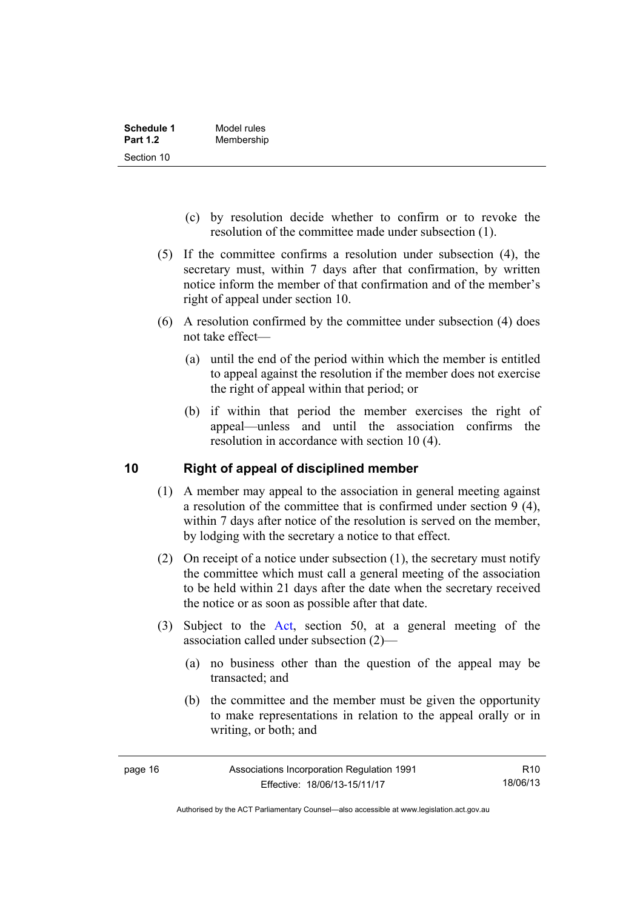(c) by resolution decide whether to confirm or to revoke the resolution of the committee made under subsection (1).

(5) If the committee confirms a resolution under subsection (4), the secretary must, within 7 days after that confirmation, by written notice inform the member of that confirmation and of the member's right of appeal under section 10.

(6) A resolution confirmed by the committee under subsection (4) does not take effect—

(a) until the end of the period within which the member is entitled to appeal against the resolution if the member does not exercise the right of appeal within that period; or

(b) if within that period the member exercises the right of appeal—unless and until the association confirms the resolution in accordance with section 10 (4).

## 10 Right of appeal of disciplined member

(1) A member may appeal to the association in general meeting against a resolution of the committee that is confirmed under section 9 (4), within 7 days after notice of the resolution is served on the member, by lodging with the secretary a notice to that effect.

(2) On receipt of a notice under subsection (1), the secretary must notify the committee which must call a general meeting of the association to be held within 21 days after the date when the secretary received the notice or as soon as possible after that date.

(3) Subject to the Act, section 50, at a general meeting of the association called under subsection (2)—

(a) no business other than the question of the appeal may be transacted; and

(b) the committee and the member must be given the opportunity to make representations in relation to the appeal orally or in writing, or both; and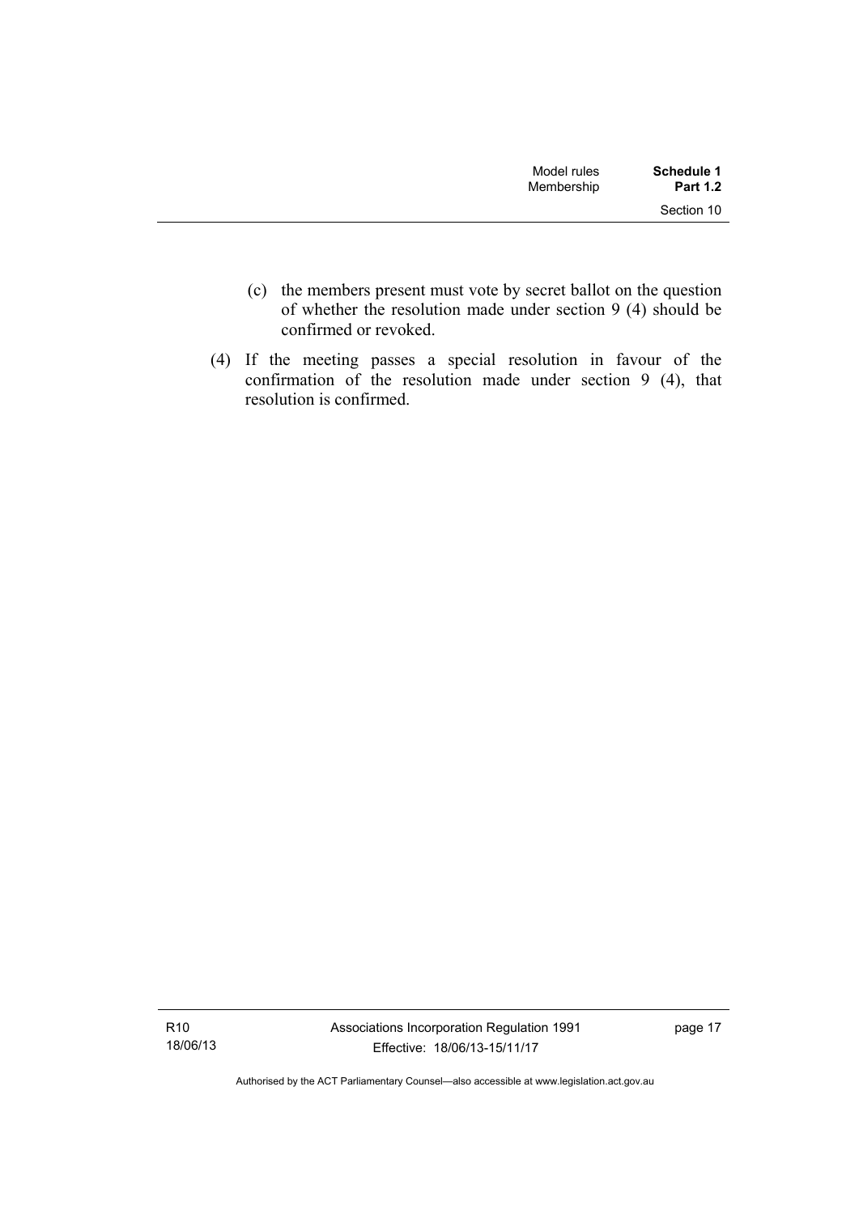(c) the members present must vote by secret ballot on the question of whether the resolution made under section 9 (4) should be confirmed or revoked.

(4) If the meeting passes a special resolution in favour of the confirmation of the resolution made under section 9 (4), that resolution is confirmed.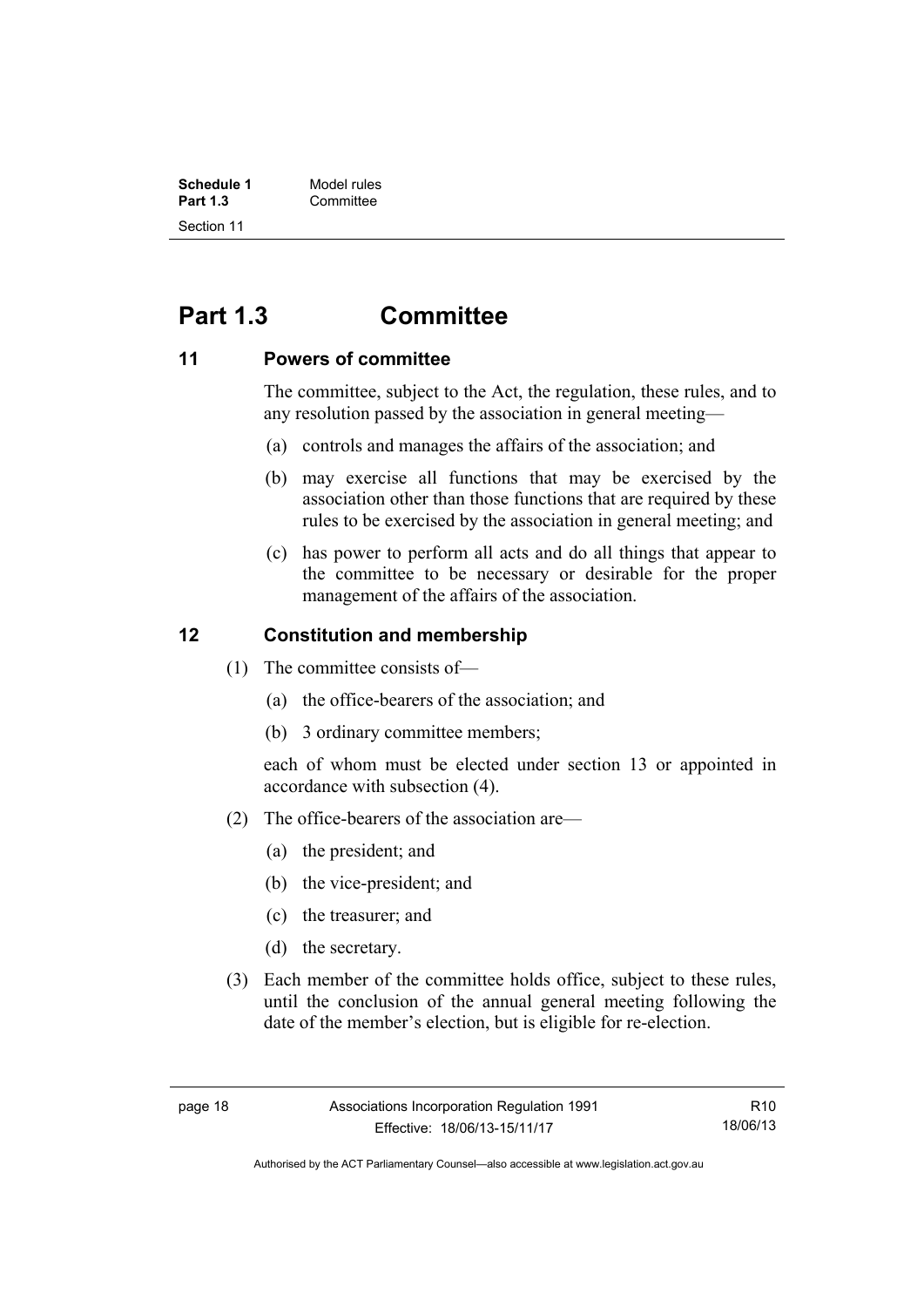# Part 1.3 Committee

## 11 Powers of committee

The committee, subject to the Act, the regulation, these rules, and to any resolution passed by the association in general meeting—

(a) controls and manages the affairs of the association; and

(b) may exercise all functions that may be exercised by the association other than those functions that are required by these rules to be exercised by the association in general meeting; and

(c) has power to perform all acts and do all things that appear to the committee to be necessary or desirable for the proper management of the affairs of the association.

## 12 Constitution and membership

(1) The committee consists of—

(a) the office-bearers of the association; and

(b) 3 ordinary committee members;

each of whom must be elected under section 13 or appointed in accordance with subsection (4).

(2) The office-bearers of the association are—

(a) the president; and

(b) the vice-president; and

(c) the treasurer; and

(d) the secretary.

(3) Each member of the committee holds office, subject to these rules, until the conclusion of the annual general meeting following the date of the member's election, but is eligible for re-election.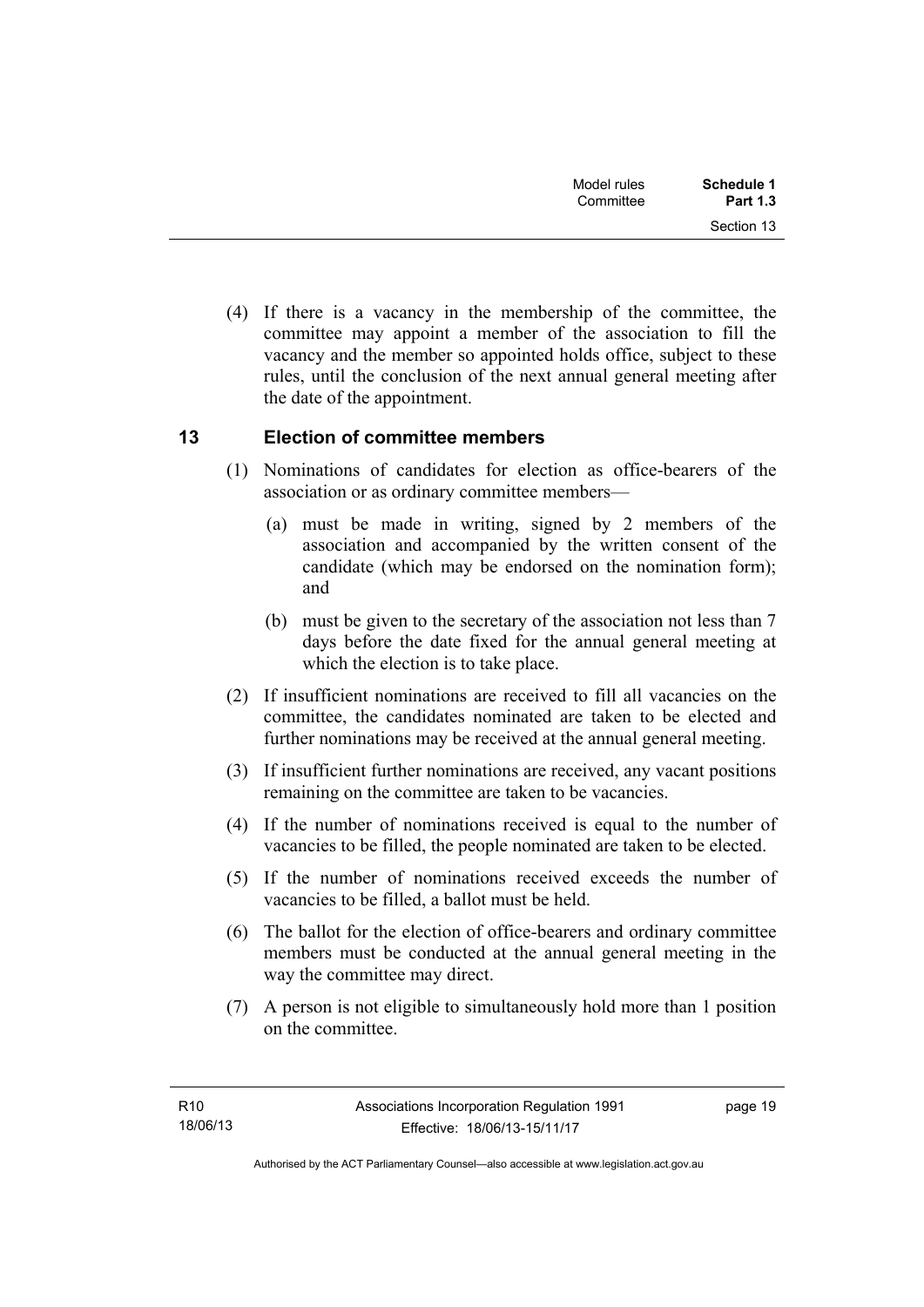(4) If there is a vacancy in the membership of the committee, the committee may appoint a member of the association to fill the vacancy and the member so appointed holds office, subject to these rules, until the conclusion of the next annual general meeting after the date of the appointment.

## 13 Election of committee members

(1) Nominations of candidates for election as office-bearers of the association or as ordinary committee members—

(a) must be made in writing, signed by 2 members of the association and accompanied by the written consent of the candidate (which may be endorsed on the nomination form); and

(b) must be given to the secretary of the association not less than 7 days before the date fixed for the annual general meeting at which the election is to take place.

(2) If insufficient nominations are received to fill all vacancies on the committee, the candidates nominated are taken to be elected and further nominations may be received at the annual general meeting.

(3) If insufficient further nominations are received, any vacant positions remaining on the committee are taken to be vacancies.

(4) If the number of nominations received is equal to the number of vacancies to be filled, the people nominated are taken to be elected.

(5) If the number of nominations received exceeds the number of vacancies to be filled, a ballot must be held.

(6) The ballot for the election of office-bearers and ordinary committee members must be conducted at the annual general meeting in the way the committee may direct.

(7) A person is not eligible to simultaneously hold more than 1 position on the committee.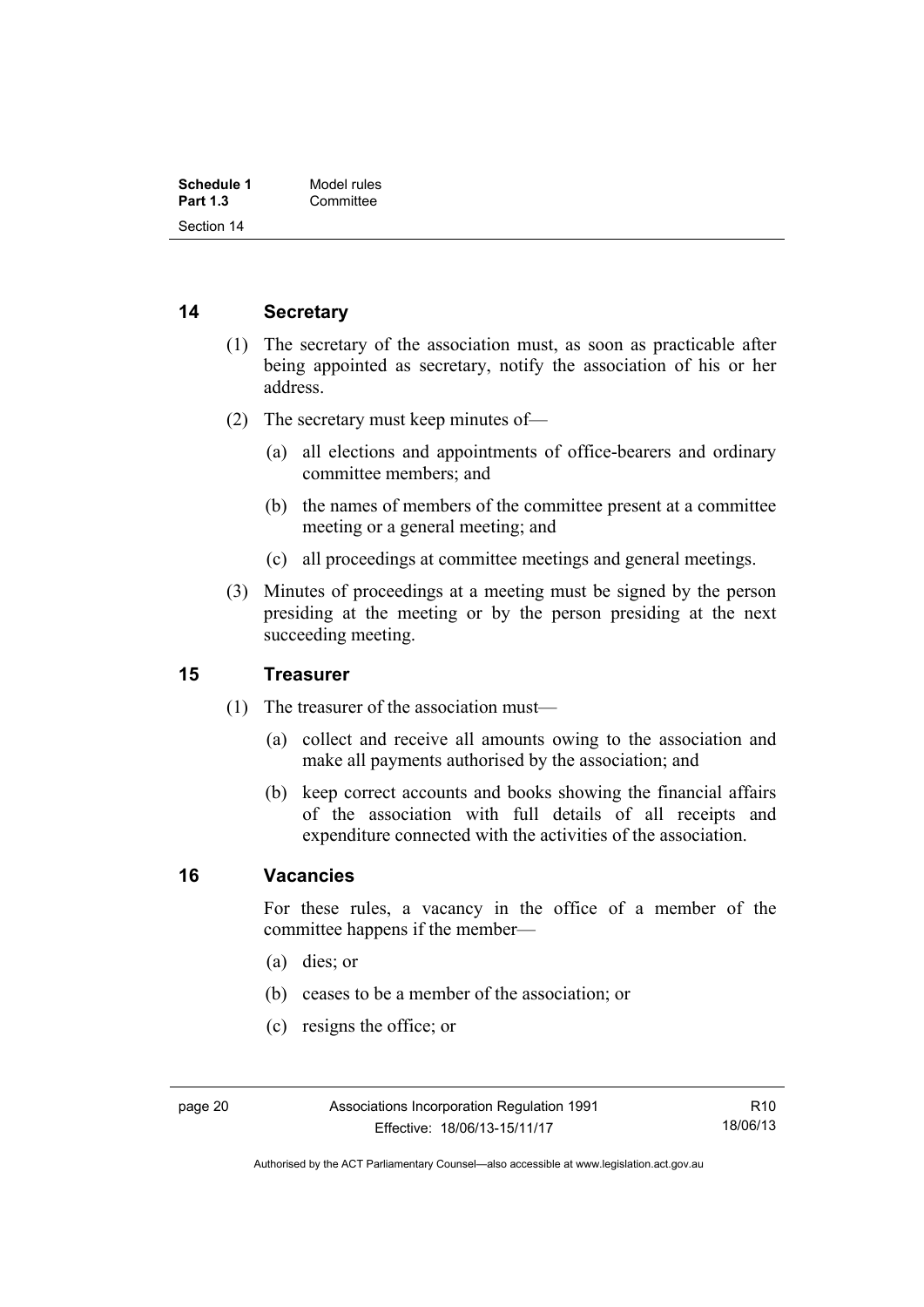## 14 Secretary

(1) The secretary of the association must, as soon as practicable after being appointed as secretary, notify the association of his or her address.

(2) The secretary must keep minutes of—

(a) all elections and appointments of office-bearers and ordinary committee members; and

(b) the names of members of the committee present at a committee meeting or a general meeting; and

(c) all proceedings at committee meetings and general meetings.

(3) Minutes of proceedings at a meeting must be signed by the person presiding at the meeting or by the person presiding at the next succeeding meeting.

## 15 Treasurer

(1) The treasurer of the association must—

(a) collect and receive all amounts owing to the association and make all payments authorised by the association; and

(b) keep correct accounts and books showing the financial affairs of the association with full details of all receipts and expenditure connected with the activities of the association.

## 16 Vacancies

For these rules, a vacancy in the office of a member of the committee happens if the member—

(a) dies; or

(b) ceases to be a member of the association; or

(c) resigns the office; or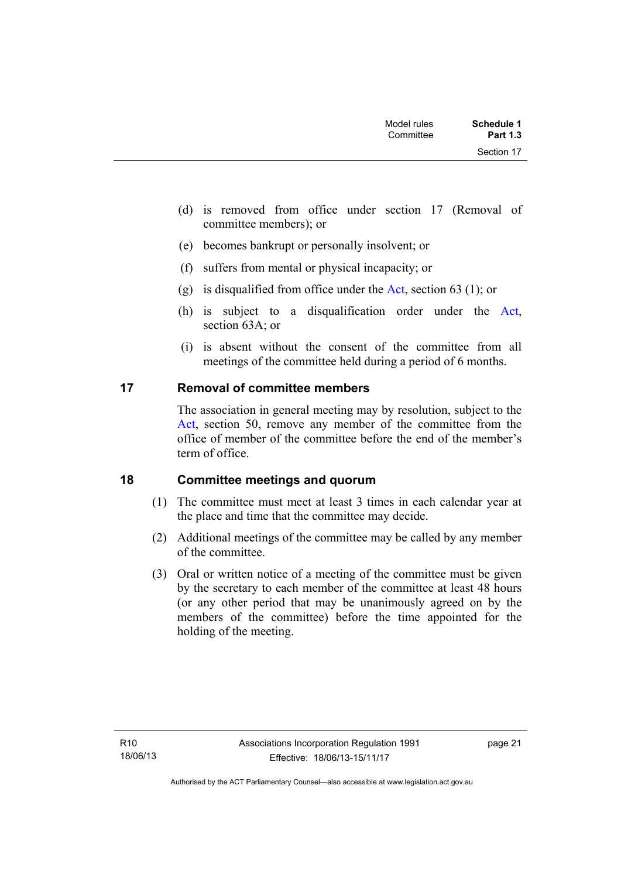(d) is removed from office under section 17 (Removal of committee members); or

(e) becomes bankrupt or personally insolvent; or

(f) suffers from mental or physical incapacity; or

(g) is disqualified from office under the Act, section 63 (1); or

(h) is subject to a disqualification order under the Act, section 63A; or

(i) is absent without the consent of the committee from all meetings of the committee held during a period of 6 months.

## 17 Removal of committee members

The association in general meeting may by resolution, subject to the Act, section 50, remove any member of the committee from the office of member of the committee before the end of the member's term of office.

## 18 Committee meetings and quorum

(1) The committee must meet at least 3 times in each calendar year at the place and time that the committee may decide.

(2) Additional meetings of the committee may be called by any member of the committee.

(3) Oral or written notice of a meeting of the committee must be given by the secretary to each member of the committee at least 48 hours (or any other period that may be unanimously agreed on by the members of the committee) before the time appointed for the holding of the meeting.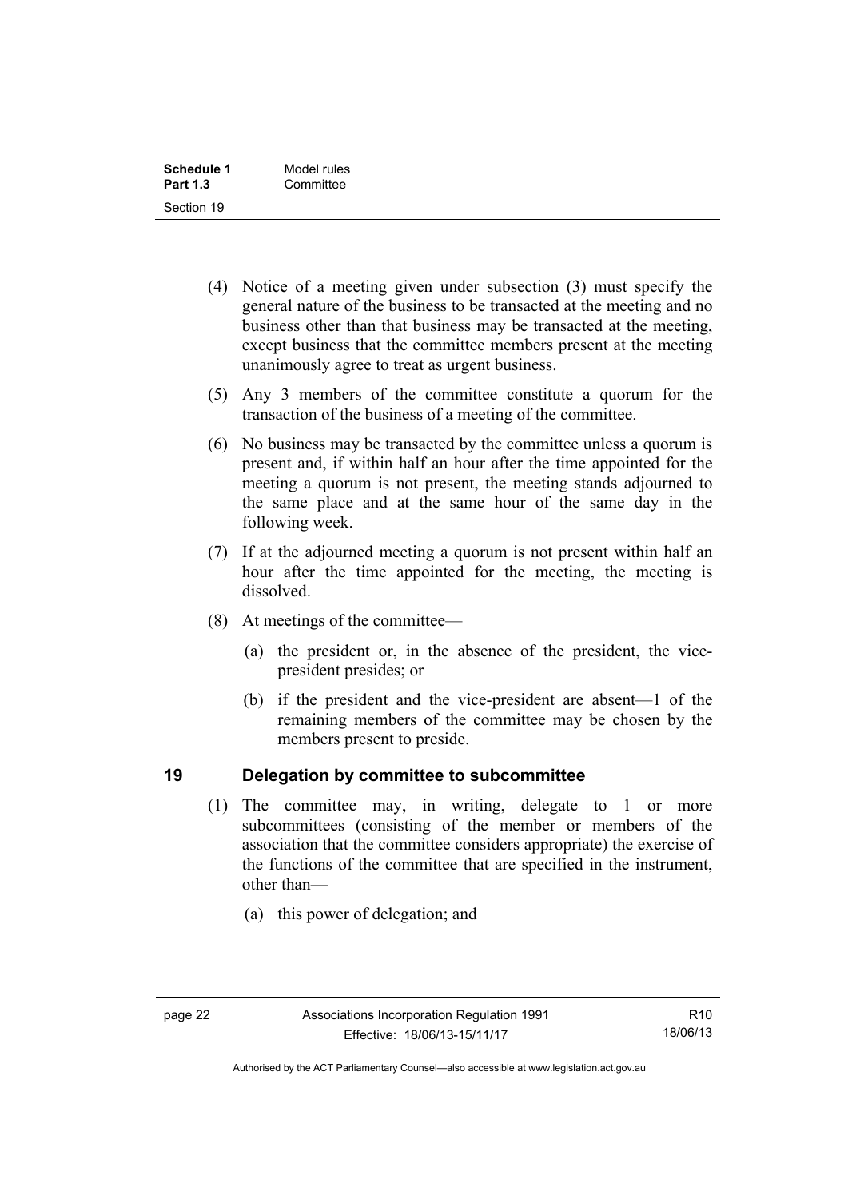(4) Notice of a meeting given under subsection (3) must specify the general nature of the business to be transacted at the meeting and no business other than that business may be transacted at the meeting, except business that the committee members present at the meeting unanimously agree to treat as urgent business.

(5) Any 3 members of the committee constitute a quorum for the transaction of the business of a meeting of the committee.

(6) No business may be transacted by the committee unless a quorum is present and, if within half an hour after the time appointed for the meeting a quorum is not present, the meeting stands adjourned to the same place and at the same hour of the same day in the following week.

(7) If at the adjourned meeting a quorum is not present within half an hour after the time appointed for the meeting, the meeting is dissolved.

(8) At meetings of the committee—

(a) the president or, in the absence of the president, the vice-president presides; or

(b) if the president and the vice-president are absent—1 of the remaining members of the committee may be chosen by the members present to preside.

## 19 Delegation by committee to subcommittee

(1) The committee may, in writing, delegate to 1 or more subcommittees (consisting of the member or members of the association that the committee considers appropriate) the exercise of the functions of the committee that are specified in the instrument, other than—

(a) this power of delegation; and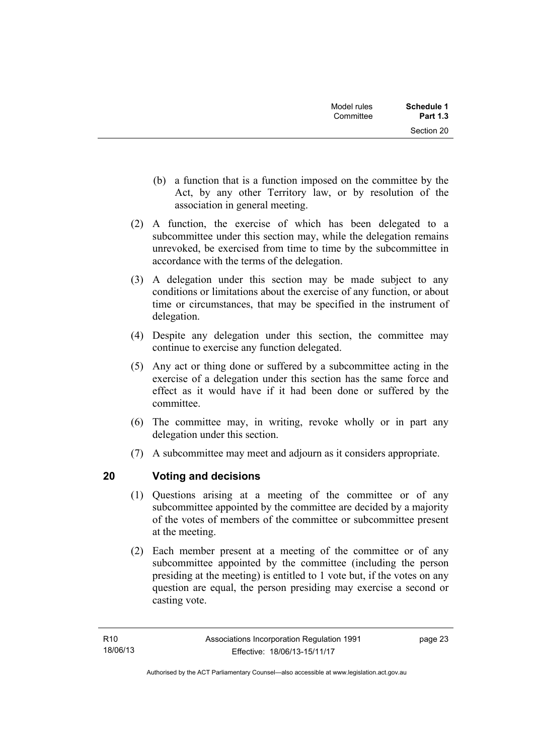(b) a function that is a function imposed on the committee by the Act, by any other Territory law, or by resolution of the association in general meeting.

(2) A function, the exercise of which has been delegated to a subcommittee under this section may, while the delegation remains unrevoked, be exercised from time to time by the subcommittee in accordance with the terms of the delegation.

(3) A delegation under this section may be made subject to any conditions or limitations about the exercise of any function, or about time or circumstances, that may be specified in the instrument of delegation.

(4) Despite any delegation under this section, the committee may continue to exercise any function delegated.

(5) Any act or thing done or suffered by a subcommittee acting in the exercise of a delegation under this section has the same force and effect as it would have if it had been done or suffered by the committee.

(6) The committee may, in writing, revoke wholly or in part any delegation under this section.

(7) A subcommittee may meet and adjourn as it considers appropriate.

## 20 Voting and decisions

(1) Questions arising at a meeting of the committee or of any subcommittee appointed by the committee are decided by a majority of the votes of members of the committee or subcommittee present at the meeting.

(2) Each member present at a meeting of the committee or of any subcommittee appointed by the committee (including the person presiding at the meeting) is entitled to 1 vote but, if the votes on any question are equal, the person presiding may exercise a second or casting vote.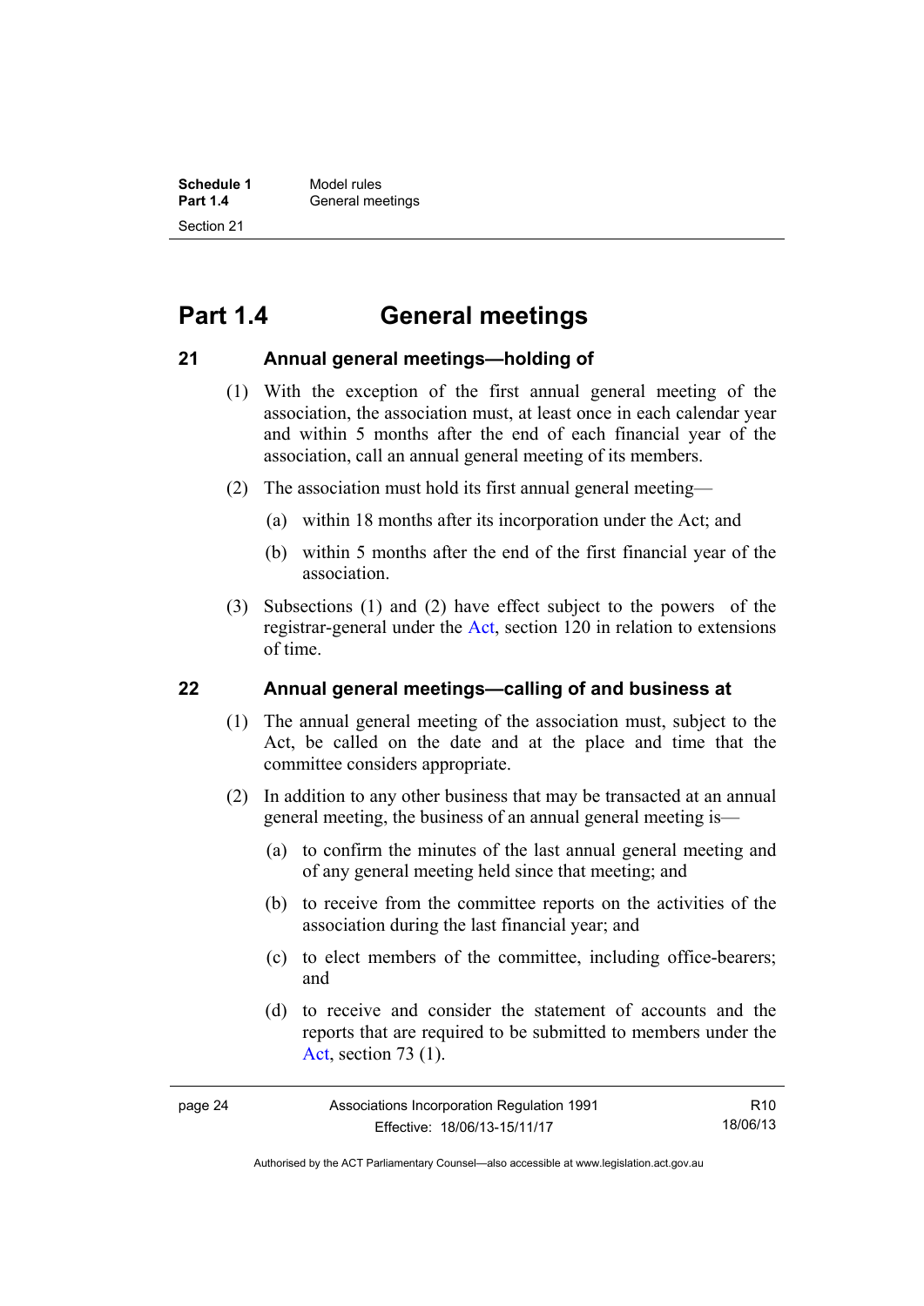# Part 1.4 General meetings

## 21 Annual general meetings—holding of

(1) With the exception of the first annual general meeting of the association, the association must, at least once in each calendar year and within 5 months after the end of each financial year of the association, call an annual general meeting of its members.

(2) The association must hold its first annual general meeting—

(a) within 18 months after its incorporation under the Act; and

(b) within 5 months after the end of the first financial year of the association.

(3) Subsections (1) and (2) have effect subject to the powers of the registrar-general under the Act, section 120 in relation to extensions of time.

## 22 Annual general meetings—calling of and business at

(1) The annual general meeting of the association must, subject to the Act, be called on the date and at the place and time that the committee considers appropriate.

(2) In addition to any other business that may be transacted at an annual general meeting, the business of an annual general meeting is—

(a) to confirm the minutes of the last annual general meeting and of any general meeting held since that meeting; and

(b) to receive from the committee reports on the activities of the association during the last financial year; and

(c) to elect members of the committee, including office-bearers; and

(d) to receive and consider the statement of accounts and the reports that are required to be submitted to members under the Act, section 73 (1).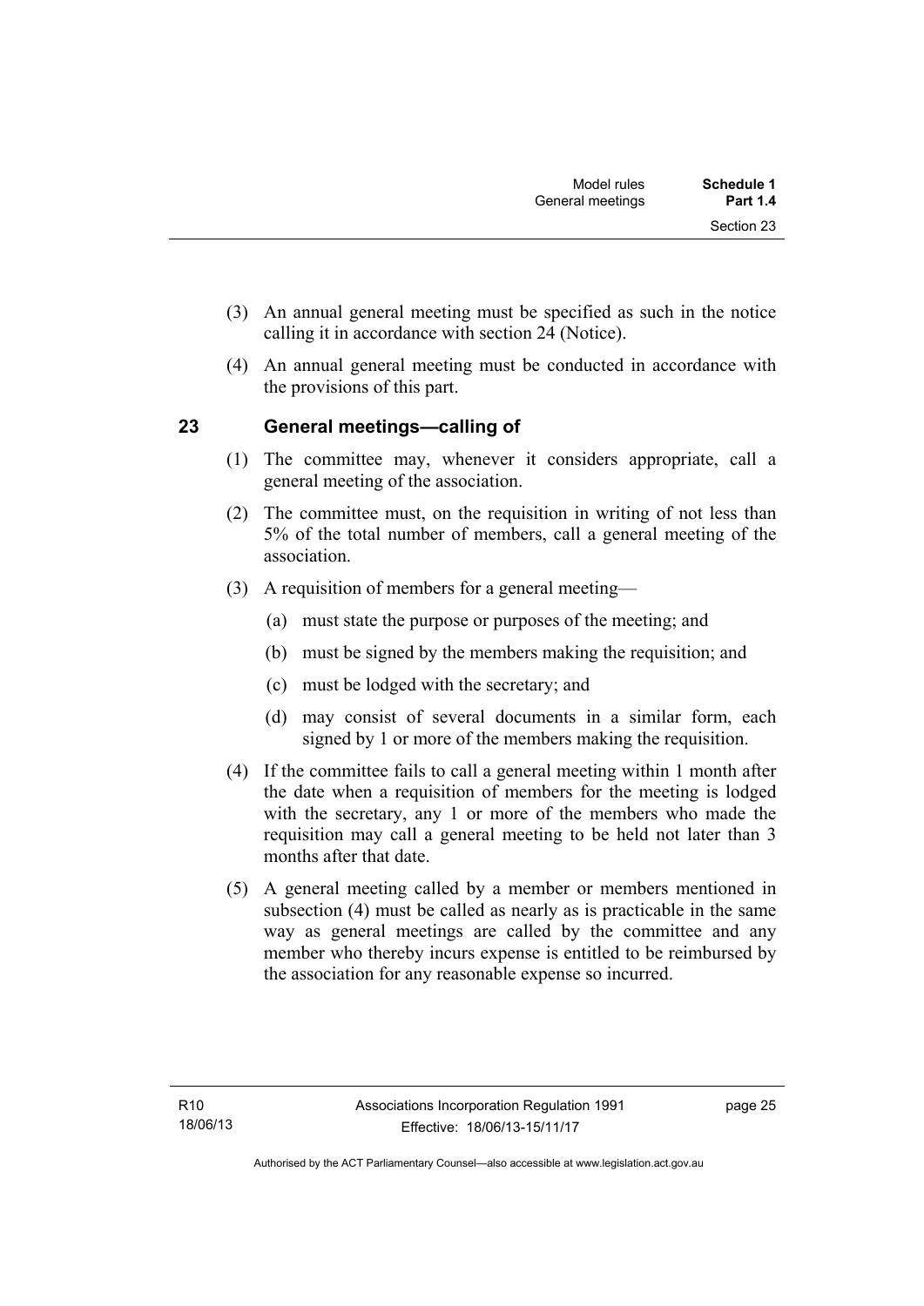(3) An annual general meeting must be specified as such in the notice calling it in accordance with section 24 (Notice).

(4) An annual general meeting must be conducted in accordance with the provisions of this part.

## 23 General meetings—calling of

(1) The committee may, whenever it considers appropriate, call a general meeting of the association.

(2) The committee must, on the requisition in writing of not less than 5% of the total number of members, call a general meeting of the association.

(3) A requisition of members for a general meeting—

(a) must state the purpose or purposes of the meeting; and

(b) must be signed by the members making the requisition; and

(c) must be lodged with the secretary; and

(d) may consist of several documents in a similar form, each signed by 1 or more of the members making the requisition.

(4) If the committee fails to call a general meeting within 1 month after the date when a requisition of members for the meeting is lodged with the secretary, any 1 or more of the members who made the requisition may call a general meeting to be held not later than 3 months after that date.

(5) A general meeting called by a member or members mentioned in subsection (4) must be called as nearly as is practicable in the same way as general meetings are called by the committee and any member who thereby incurs expense is entitled to be reimbursed by the association for any reasonable expense so incurred.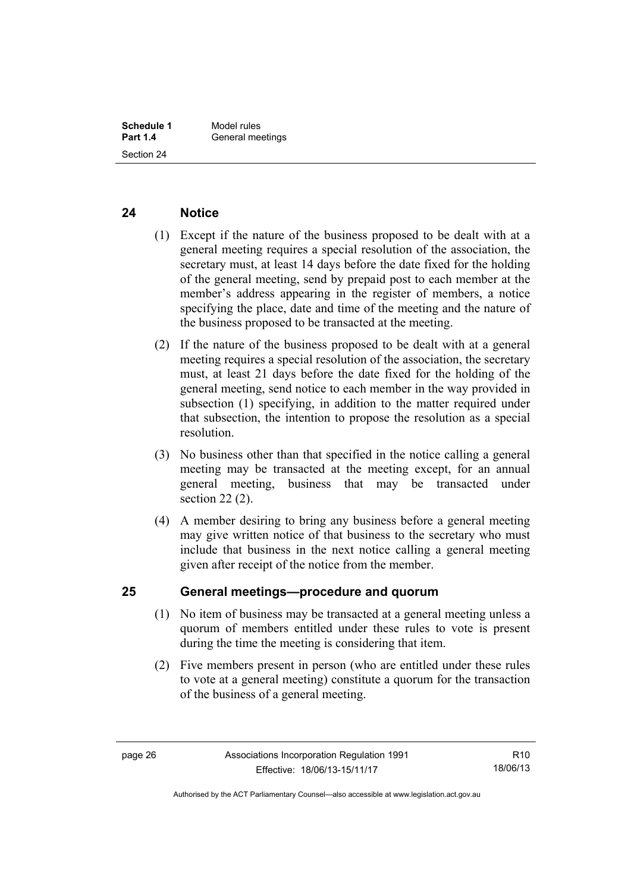## 24 Notice

(1) Except if the nature of the business proposed to be dealt with at a general meeting requires a special resolution of the association, the secretary must, at least 14 days before the date fixed for the holding of the general meeting, send by prepaid post to each member at the member's address appearing in the register of members, a notice specifying the place, date and time of the meeting and the nature of the business proposed to be transacted at the meeting.

(2) If the nature of the business proposed to be dealt with at a general meeting requires a special resolution of the association, the secretary must, at least 21 days before the date fixed for the holding of the general meeting, send notice to each member in the way provided in subsection (1) specifying, in addition to the matter required under that subsection, the intention to propose the resolution as a special resolution.

(3) No business other than that specified in the notice calling a general meeting may be transacted at the meeting except, for an annual general meeting, business that may be transacted under section 22 (2).

(4) A member desiring to bring any business before a general meeting may give written notice of that business to the secretary who must include that business in the next notice calling a general meeting given after receipt of the notice from the member.

## 25 General meetings—procedure and quorum

(1) No item of business may be transacted at a general meeting unless a quorum of members entitled under these rules to vote is present during the time the meeting is considering that item.

(2) Five members present in person (who are entitled under these rules to vote at a general meeting) constitute a quorum for the transaction of the business of a general meeting.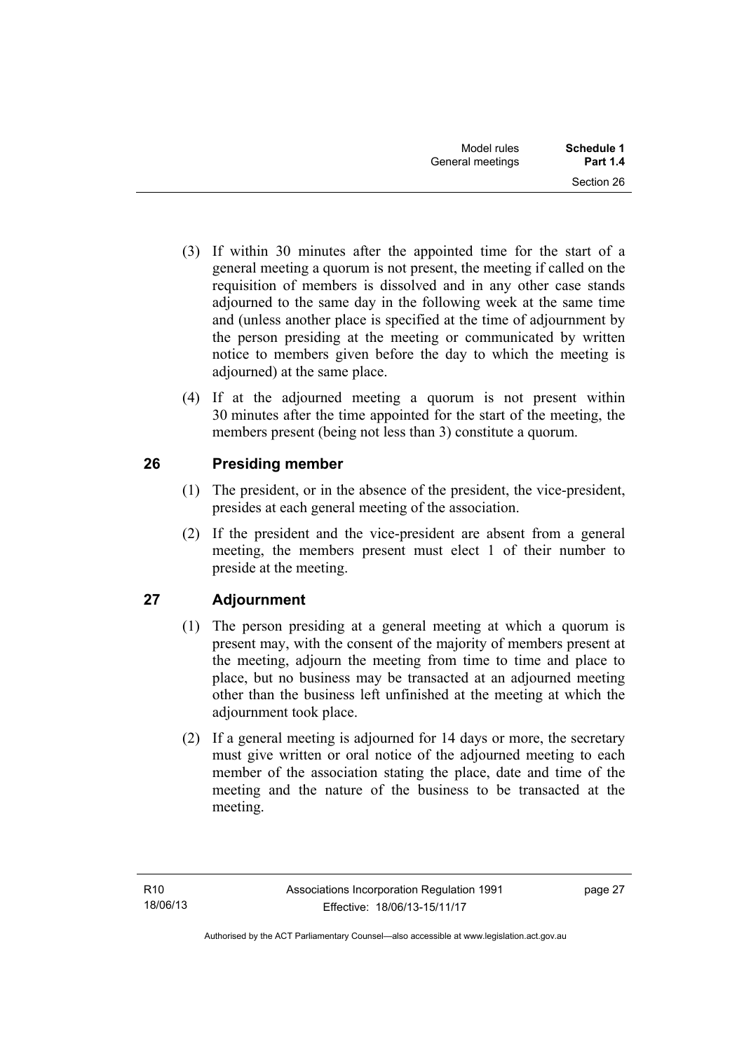(3) If within 30 minutes after the appointed time for the start of a general meeting a quorum is not present, the meeting if called on the requisition of members is dissolved and in any other case stands adjourned to the same day in the following week at the same time and (unless another place is specified at the time of adjournment by the person presiding at the meeting or communicated by written notice to members given before the day to which the meeting is adjourned) at the same place.

(4) If at the adjourned meeting a quorum is not present within 30 minutes after the time appointed for the start of the meeting, the members present (being not less than 3) constitute a quorum.

## 26 Presiding member

(1) The president, or in the absence of the president, the vice-president, presides at each general meeting of the association.

(2) If the president and the vice-president are absent from a general meeting, the members present must elect 1 of their number to preside at the meeting.

## 27 Adjournment

(1) The person presiding at a general meeting at which a quorum is present may, with the consent of the majority of members present at the meeting, adjourn the meeting from time to time and place to place, but no business may be transacted at an adjourned meeting other than the business left unfinished at the meeting at which the adjournment took place.

(2) If a general meeting is adjourned for 14 days or more, the secretary must give written or oral notice of the adjourned meeting to each member of the association stating the place, date and time of the meeting and the nature of the business to be transacted at the meeting.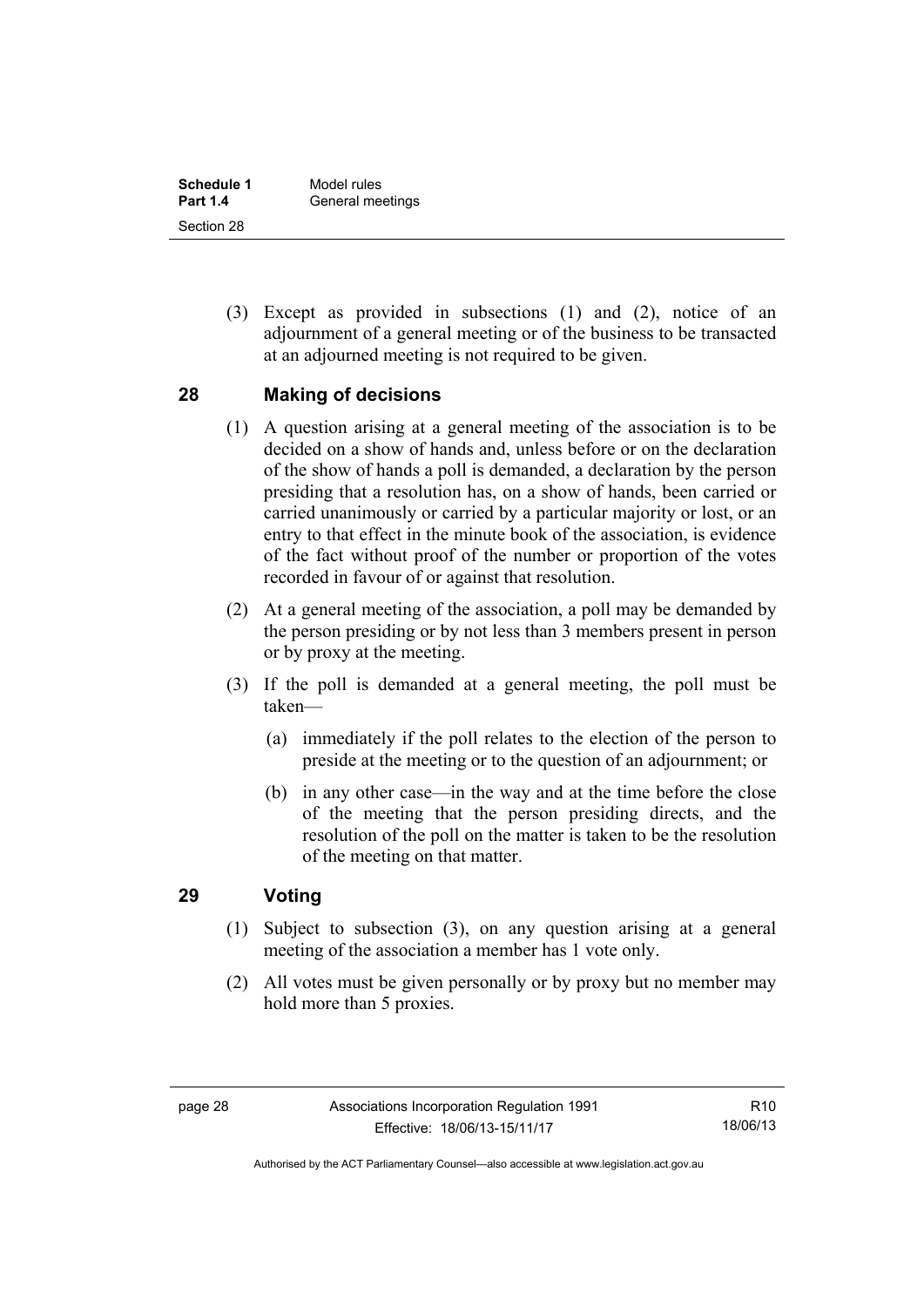(3) Except as provided in subsections (1) and (2), notice of an adjournment of a general meeting or of the business to be transacted at an adjourned meeting is not required to be given.

## 28 Making of decisions

(1) A question arising at a general meeting of the association is to be decided on a show of hands and, unless before or on the declaration of the show of hands a poll is demanded, a declaration by the person presiding that a resolution has, on a show of hands, been carried or carried unanimously or carried by a particular majority or lost, or an entry to that effect in the minute book of the association, is evidence of the fact without proof of the number or proportion of the votes recorded in favour of or against that resolution.

(2) At a general meeting of the association, a poll may be demanded by the person presiding or by not less than 3 members present in person or by proxy at the meeting.

(3) If the poll is demanded at a general meeting, the poll must be taken—

(a) immediately if the poll relates to the election of the person to preside at the meeting or to the question of an adjournment; or

(b) in any other case—in the way and at the time before the close of the meeting that the person presiding directs, and the resolution of the poll on the matter is taken to be the resolution of the meeting on that matter.

## 29 Voting

(1) Subject to subsection (3), on any question arising at a general meeting of the association a member has 1 vote only.

(2) All votes must be given personally or by proxy but no member may hold more than 5 proxies.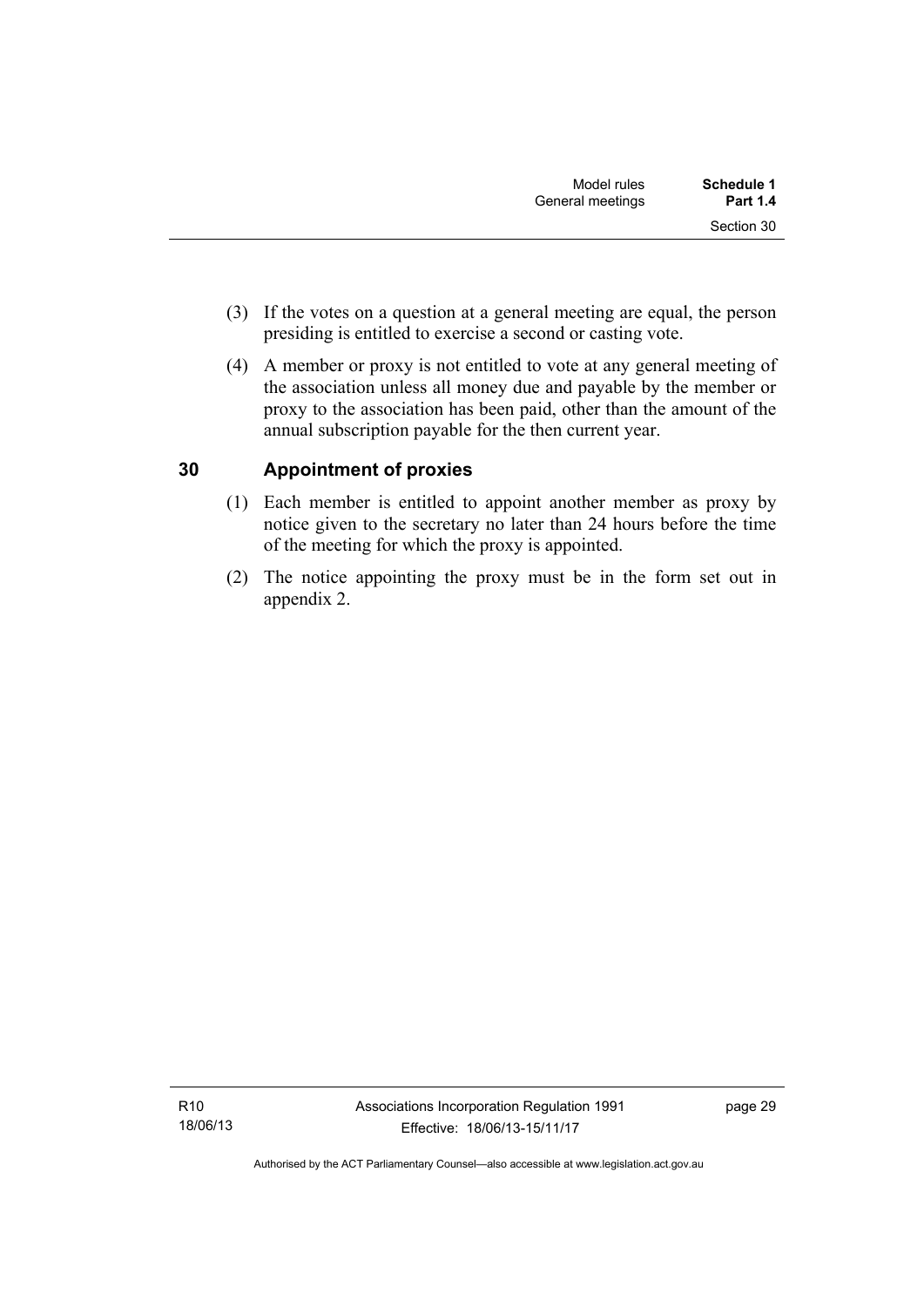(3) If the votes on a question at a general meeting are equal, the person presiding is entitled to exercise a second or casting vote.

(4) A member or proxy is not entitled to vote at any general meeting of the association unless all money due and payable by the member or proxy to the association has been paid, other than the amount of the annual subscription payable for the then current year.

## 30 Appointment of proxies

(1) Each member is entitled to appoint another member as proxy by notice given to the secretary no later than 24 hours before the time of the meeting for which the proxy is appointed.

(2) The notice appointing the proxy must be in the form set out in appendix 2.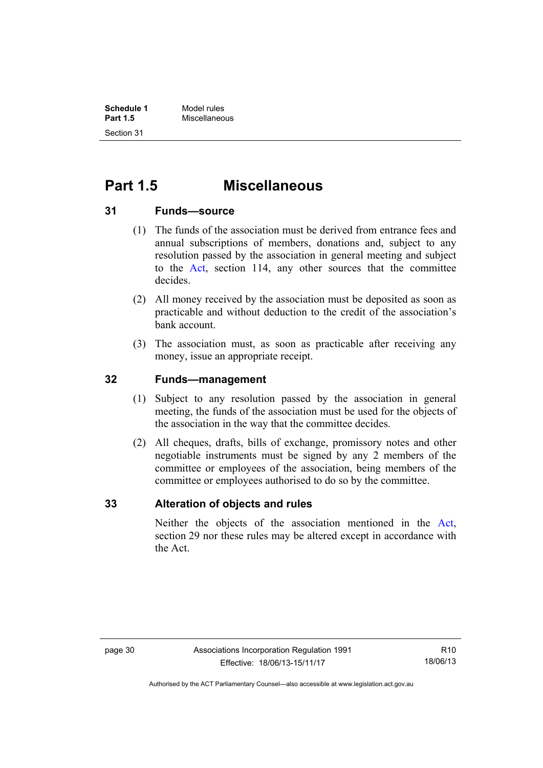# Part 1.5 Miscellaneous

## 31 Funds—source

(1) The funds of the association must be derived from entrance fees and annual subscriptions of members, donations and, subject to any resolution passed by the association in general meeting and subject to the Act, section 114, any other sources that the committee decides.

(2) All money received by the association must be deposited as soon as practicable and without deduction to the credit of the association's bank account.

(3) The association must, as soon as practicable after receiving any money, issue an appropriate receipt.

## 32 Funds—management

(1) Subject to any resolution passed by the association in general meeting, the funds of the association must be used for the objects of the association in the way that the committee decides.

(2) All cheques, drafts, bills of exchange, promissory notes and other negotiable instruments must be signed by any 2 members of the committee or employees of the association, being members of the committee or employees authorised to do so by the committee.

## 33 Alteration of objects and rules

Neither the objects of the association mentioned in the Act, section 29 nor these rules may be altered except in accordance with the Act.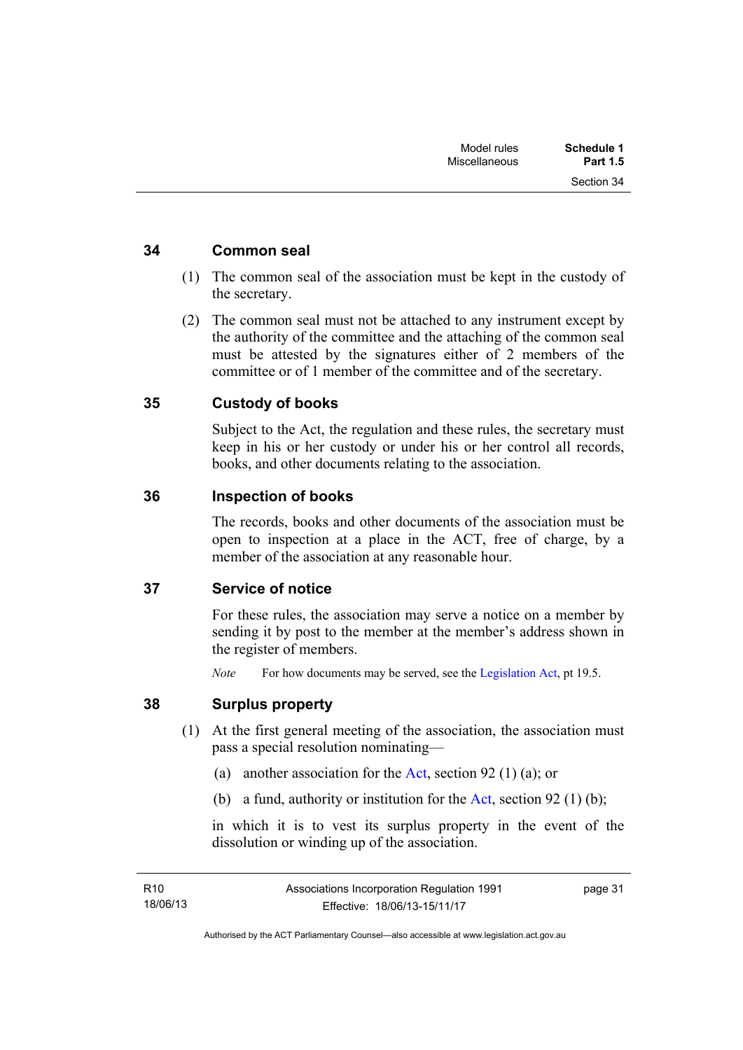## 34 Common seal

(1) The common seal of the association must be kept in the custody of the secretary.

(2) The common seal must not be attached to any instrument except by the authority of the committee and the attaching of the common seal must be attested by the signatures either of 2 members of the committee or of 1 member of the committee and of the secretary.

## 35 Custody of books

Subject to the Act, the regulation and these rules, the secretary must keep in his or her custody or under his or her control all records, books, and other documents relating to the association.

## 36 Inspection of books

The records, books and other documents of the association must be open to inspection at a place in the ACT, free of charge, by a member of the association at any reasonable hour.

## 37 Service of notice

For these rules, the association may serve a notice on a member by sending it by post to the member at the member's address shown in the register of members.

*Note* For how documents may be served, see the Legislation Act, pt 19.5.

## 38 Surplus property

(1) At the first general meeting of the association, the association must pass a special resolution nominating—

(a) another association for the Act, section 92 (1) (a); or

(b) a fund, authority or institution for the Act, section 92 (1) (b);

in which it is to vest its surplus property in the event of the dissolution or winding up of the association.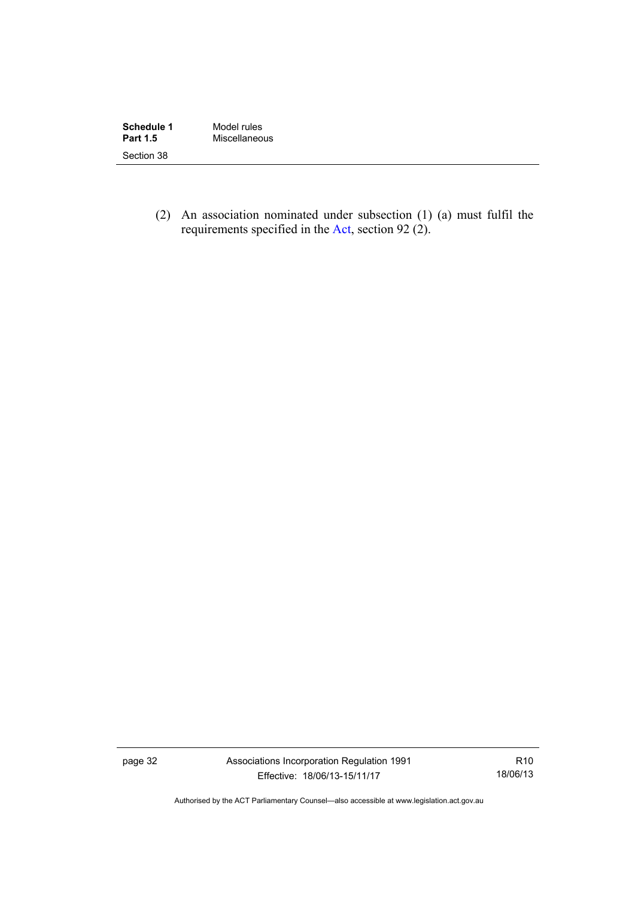(2) An association nominated under subsection (1) (a) must fulfil the requirements specified in the Act, section 92 (2).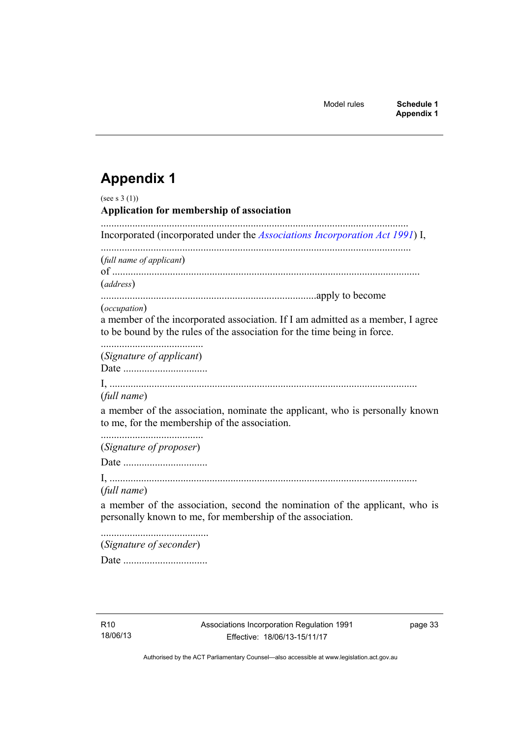# Appendix 1

(see s 3 (1))

**Application for membership of association**

....................................................................................................................
Incorporated (incorporated under the *Associations Incorporation Act 1991*) I,

....................................................................................................................
(*full name of applicant*)
of ....................................................................................................................
(*address*)
.................................................................................apply to become
(*occupation*)
a member of the incorporated association. If I am admitted as a member, I agree to be bound by the rules of the association for the time being in force.

......................................
(*Signature of applicant*)
Date ................................

I, ...................................................................................................................
(*full name*)

a member of the association, nominate the applicant, who is personally known to me, for the membership of the association.

......................................
(*Signature of proposer*)

Date ................................

I, ...................................................................................................................
(*full name*)

a member of the association, second the nomination of the applicant, who is personally known to me, for membership of the association.

.........................................
(*Signature of seconder*)

Date ................................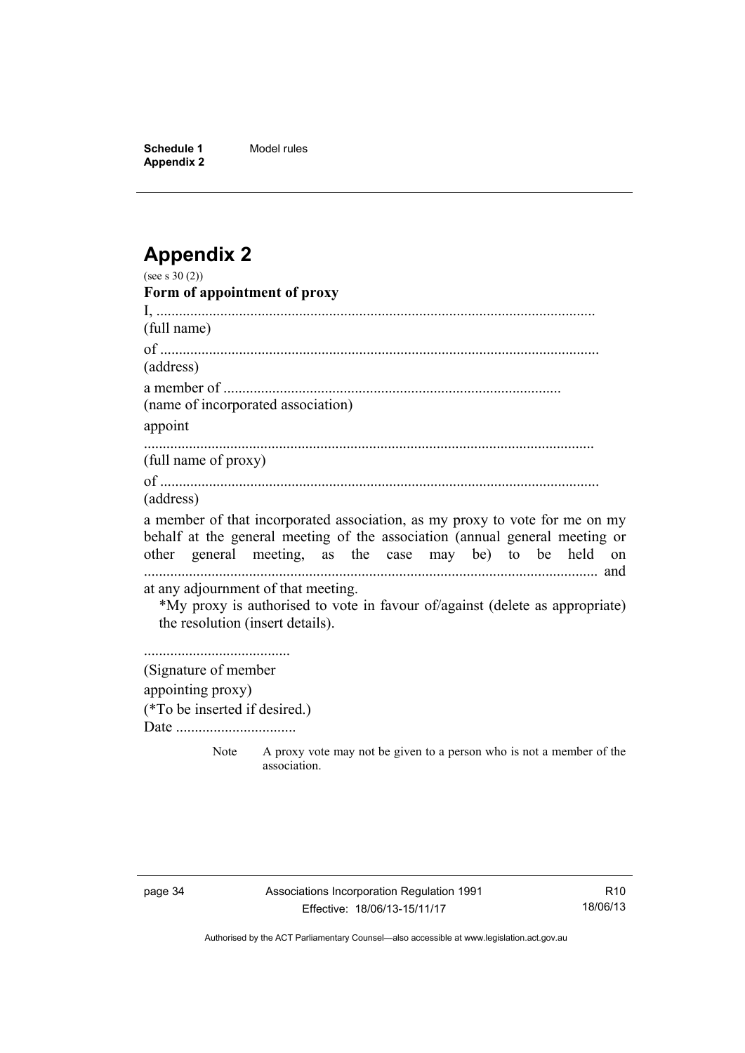# Appendix 2

(see s 30 (2))

**Form of appointment of proxy**

I, .....................................................................................................................
(full name)

of .....................................................................................................................
(address)

a member of .........................................................................................
(name of incorporated association)

appoint

.......................................................................................................................
(full name of proxy)

of .....................................................................................................................
(address)

a member of that incorporated association, as my proxy to vote for me on my behalf at the general meeting of the association (annual general meeting or other general meeting, as the case may be) to be held on ........................................................................................................................ and at any adjournment of that meeting.

*My proxy is authorised to vote in favour of/against (delete as appropriate) the resolution (insert details).

.......................................
(Signature of member appointing proxy)
(*To be inserted if desired.)
Date ................................

Note A proxy vote may not be given to a person who is not a member of the association.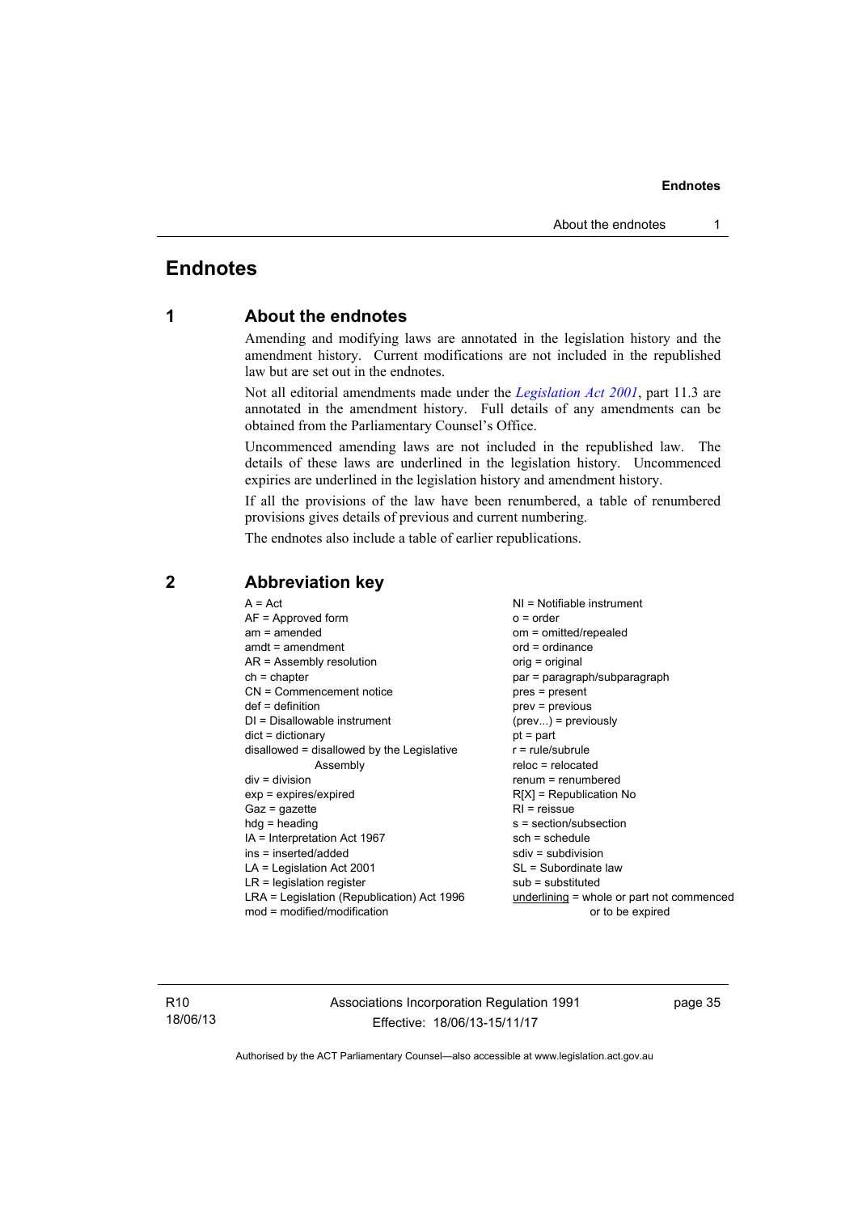# Endnotes

## 1 About the endnotes

Amending and modifying laws are annotated in the legislation history and the amendment history. Current modifications are not included in the republished law but are set out in the endnotes.

Not all editorial amendments made under the *Legislation Act 2001*, part 11.3 are annotated in the amendment history. Full details of any amendments can be obtained from the Parliamentary Counsel's Office.

Uncommenced amending laws are not included in the republished law. The details of these laws are underlined in the legislation history. Uncommenced expiries are underlined in the legislation history and amendment history.

If all the provisions of the law have been renumbered, a table of renumbered provisions gives details of previous and current numbering.

The endnotes also include a table of earlier republications.

## 2 Abbreviation key

A = Act
AF = Approved form
am = amended
amdt = amendment
AR = Assembly resolution
ch = chapter
CN = Commencement notice
def = definition
DI = Disallowable instrument
dict = dictionary
disallowed = disallowed by the Legislative Assembly
div = division
exp = expires/expired
Gaz = gazette
hdg = heading
IA = Interpretation Act 1967
ins = inserted/added
LA = Legislation Act 2001
LR = legislation register
LRA = Legislation (Republication) Act 1996
mod = modified/modification
NI = Notifiable instrument
o = order
om = omitted/repealed
ord = ordinance
orig = original
par = paragraph/subparagraph
pres = present
prev = previous
(prev...) = previously
pt = part
r = rule/subrule
reloc = relocated
renum = renumbered
R[X] = Republication No
RI = reissue
s = section/subsection
sch = schedule
sdiv = subdivision
SL = Subordinate law
sub = substituted
underlining = whole or part not commenced or to be expired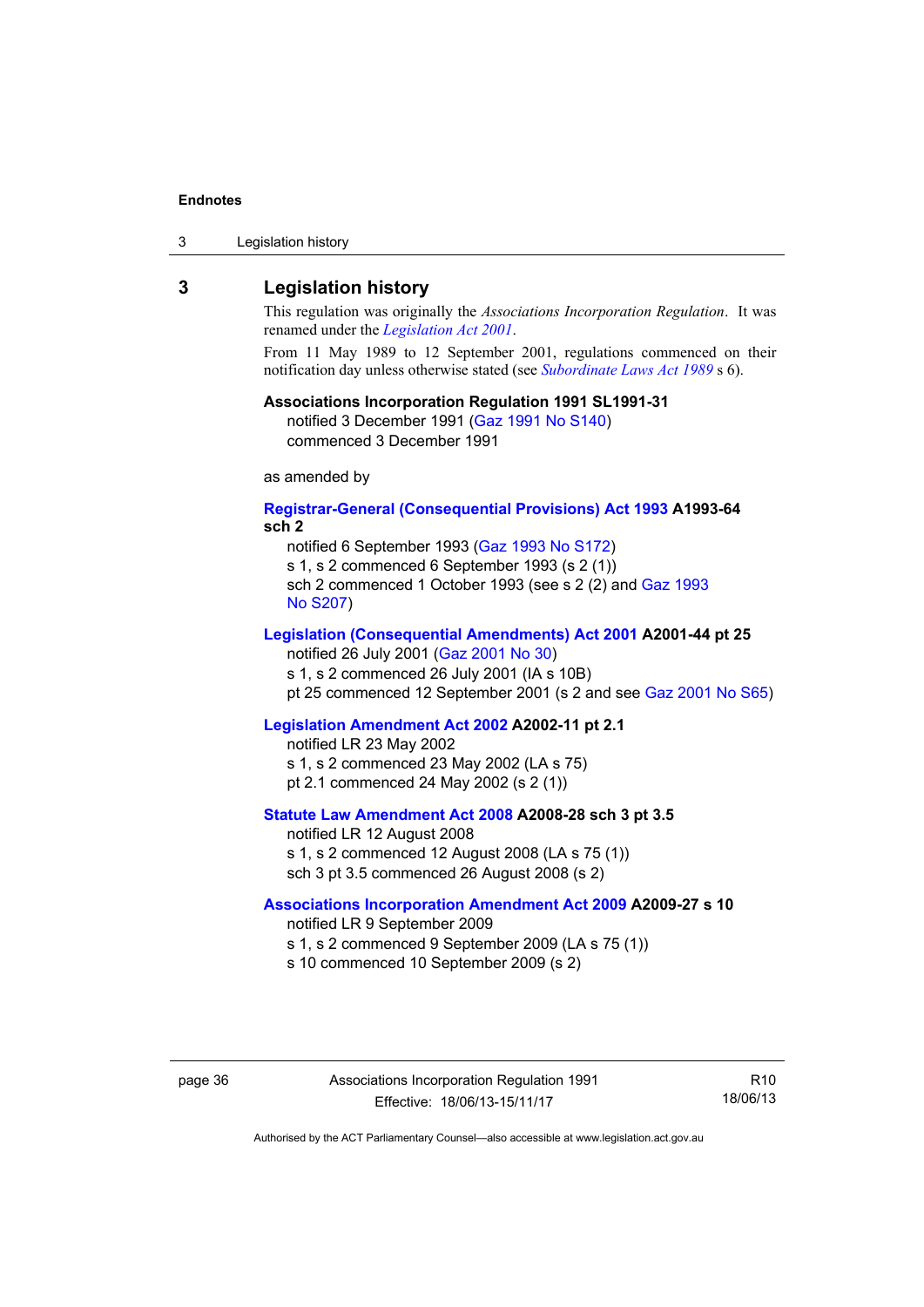## 3 Legislation history

This regulation was originally the *Associations Incorporation Regulation*. It was renamed under the *Legislation Act 2001*.

From 11 May 1989 to 12 September 2001, regulations commenced on their notification day unless otherwise stated (see *Subordinate Laws Act 1989* s 6).

**Associations Incorporation Regulation 1991 SL1991-31**
notified 3 December 1991 (Gaz 1991 No S140)
commenced 3 December 1991

as amended by

**Registrar-General (Consequential Provisions) Act 1993 A1993-64 sch 2**
notified 6 September 1993 (Gaz 1993 No S172)
s 1, s 2 commenced 6 September 1993 (s 2 (1))
sch 2 commenced 1 October 1993 (see s 2 (2) and Gaz 1993 No S207)

**Legislation (Consequential Amendments) Act 2001 A2001-44 pt 25**
notified 26 July 2001 (Gaz 2001 No 30)
s 1, s 2 commenced 26 July 2001 (IA s 10B)
pt 25 commenced 12 September 2001 (s 2 and see Gaz 2001 No S65)

**Legislation Amendment Act 2002 A2002-11 pt 2.1**
notified LR 23 May 2002
s 1, s 2 commenced 23 May 2002 (LA s 75)
pt 2.1 commenced 24 May 2002 (s 2 (1))

**Statute Law Amendment Act 2008 A2008-28 sch 3 pt 3.5**
notified LR 12 August 2008
s 1, s 2 commenced 12 August 2008 (LA s 75 (1))
sch 3 pt 3.5 commenced 26 August 2008 (s 2)

**Associations Incorporation Amendment Act 2009 A2009-27 s 10**
notified LR 9 September 2009
s 1, s 2 commenced 9 September 2009 (LA s 75 (1))
s 10 commenced 10 September 2009 (s 2)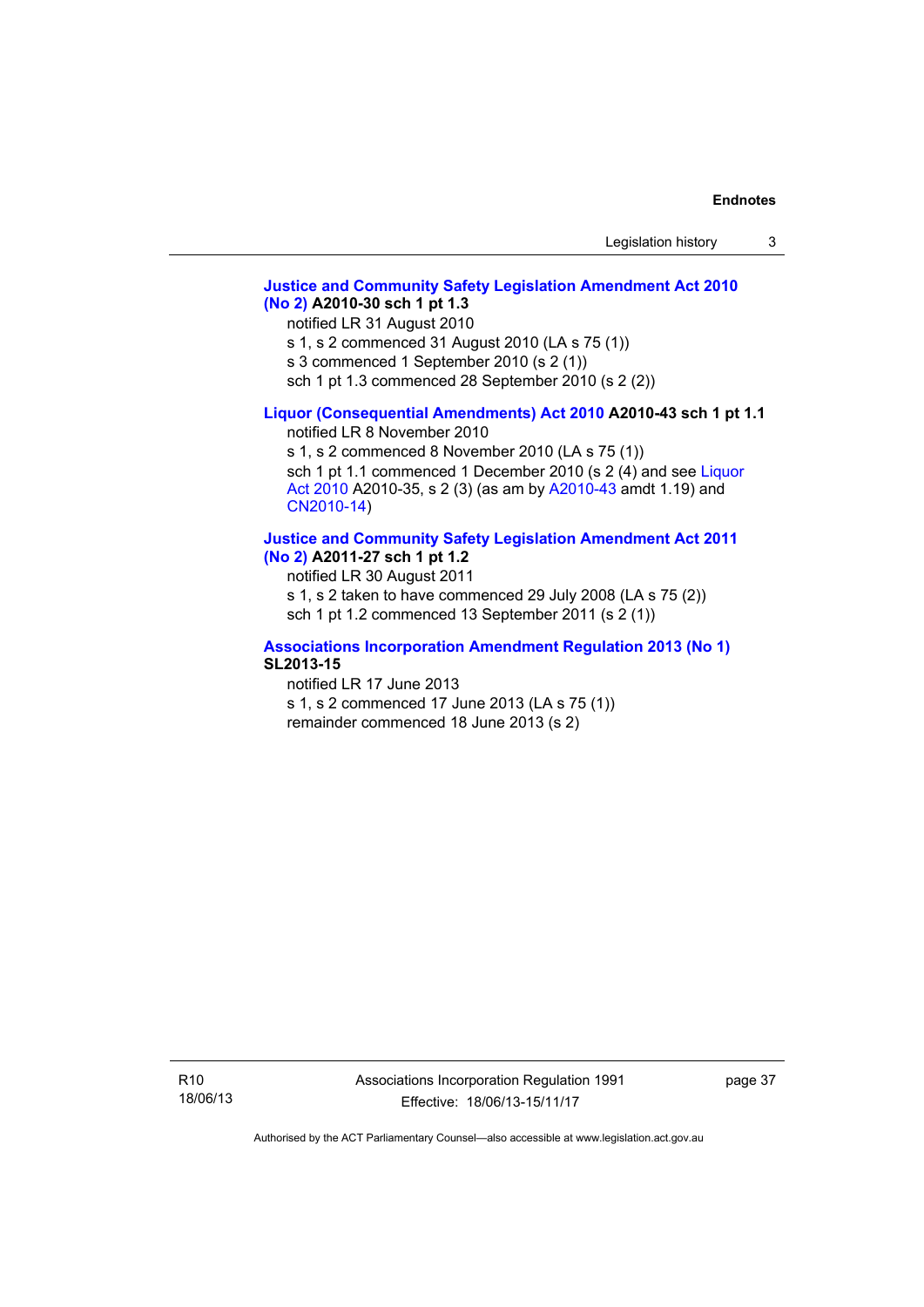**Justice and Community Safety Legislation Amendment Act 2010 (No 2) A2010-30 sch 1 pt 1.3**

notified LR 31 August 2010

s 1, s 2 commenced 31 August 2010 (LA s 75 (1))

s 3 commenced 1 September 2010 (s 2 (1))

sch 1 pt 1.3 commenced 28 September 2010 (s 2 (2))

**Liquor (Consequential Amendments) Act 2010 A2010-43 sch 1 pt 1.1**

notified LR 8 November 2010

s 1, s 2 commenced 8 November 2010 (LA s 75 (1))

sch 1 pt 1.1 commenced 1 December 2010 (s 2 (4) and see Liquor Act 2010 A2010-35, s 2 (3) (as am by A2010-43 amdt 1.19) and CN2010-14)

**Justice and Community Safety Legislation Amendment Act 2011 (No 2) A2011-27 sch 1 pt 1.2**

notified LR 30 August 2011

s 1, s 2 taken to have commenced 29 July 2008 (LA s 75 (2))

sch 1 pt 1.2 commenced 13 September 2011 (s 2 (1))

**Associations Incorporation Amendment Regulation 2013 (No 1) SL2013-15**

notified LR 17 June 2013

s 1, s 2 commenced 17 June 2013 (LA s 75 (1))

remainder commenced 18 June 2013 (s 2)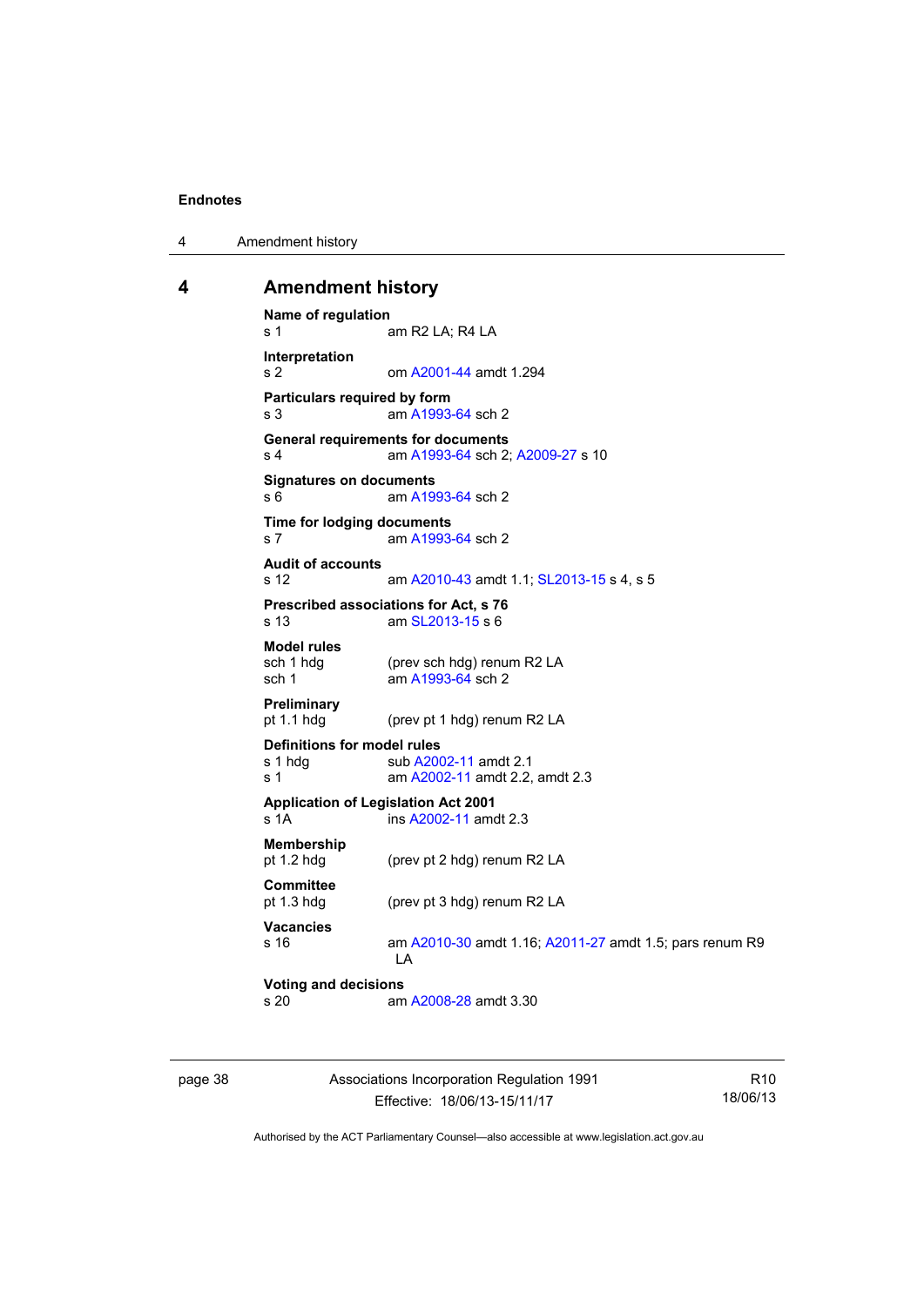## 4 Amendment history

**Name of regulation**
s 1 am R2 LA; R4 LA

**Interpretation**
s 2 om A2001-44 amdt 1.294

**Particulars required by form**
s 3 am A1993-64 sch 2

**General requirements for documents**
s 4 am A1993-64 sch 2; A2009-27 s 10

**Signatures on documents**
s 6 am A1993-64 sch 2

**Time for lodging documents**
s 7 am A1993-64 sch 2

**Audit of accounts**
s 12 am A2010-43 amdt 1.1; SL2013-15 s 4, s 5

**Prescribed associations for Act, s 76**
s 13 am SL2013-15 s 6

**Model rules**
sch 1 hdg (prev sch hdg) renum R2 LA
sch 1 am A1993-64 sch 2

**Preliminary**
pt 1.1 hdg (prev pt 1 hdg) renum R2 LA

**Definitions for model rules**
s 1 hdg sub A2002-11 amdt 2.1
s 1 am A2002-11 amdt 2.2, amdt 2.3

**Application of Legislation Act 2001**
s 1A ins A2002-11 amdt 2.3

**Membership**
pt 1.2 hdg (prev pt 2 hdg) renum R2 LA

**Committee**
pt 1.3 hdg (prev pt 3 hdg) renum R2 LA

**Vacancies**
s 16 am A2010-30 amdt 1.16; A2011-27 amdt 1.5; pars renum R9 LA

**Voting and decisions**
s 20 am A2008-28 amdt 3.30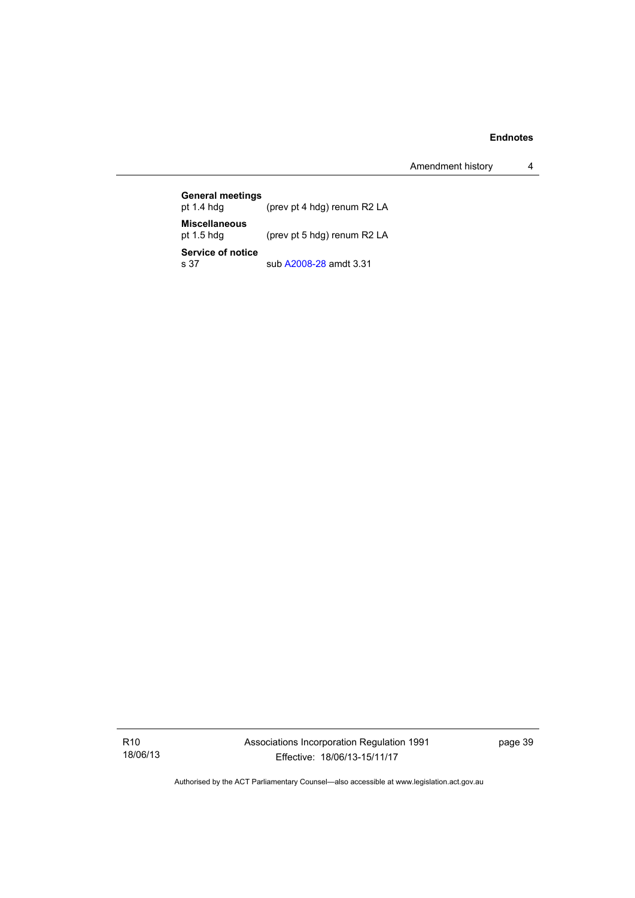**General meetings**
pt 1.4 hdg (prev pt 4 hdg) renum R2 LA

**Miscellaneous**
pt 1.5 hdg (prev pt 5 hdg) renum R2 LA

**Service of notice**
s 37 sub A2008-28 amdt 3.31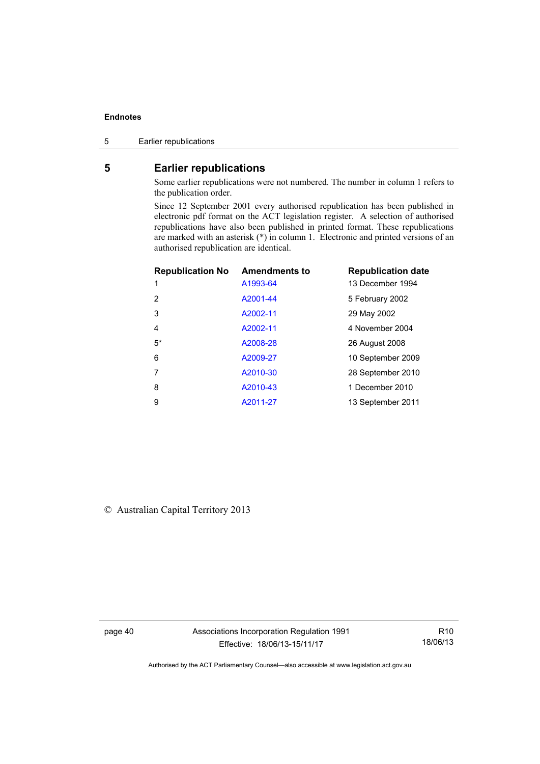## 5 Earlier republications

Some earlier republications were not numbered. The number in column 1 refers to the publication order.

Since 12 September 2001 every authorised republication has been published in electronic pdf format on the ACT legislation register. A selection of authorised republications have also been published in printed format. These republications are marked with an asterisk (*) in column 1. Electronic and printed versions of an authorised republication are identical.

| Republication No | Amendments to | Republication date |
|---|---|---|
| 1 | A1993-64 | 13 December 1994 |
| 2 | A2001-44 | 5 February 2002 |
| 3 | A2002-11 | 29 May 2002 |
| 4 | A2002-11 | 4 November 2004 |
| 5* | A2008-28 | 26 August 2008 |
| 6 | A2009-27 | 10 September 2009 |
| 7 | A2010-30 | 28 September 2010 |
| 8 | A2010-43 | 1 December 2010 |
| 9 | A2011-27 | 13 September 2011 |

© Australian Capital Territory 2013